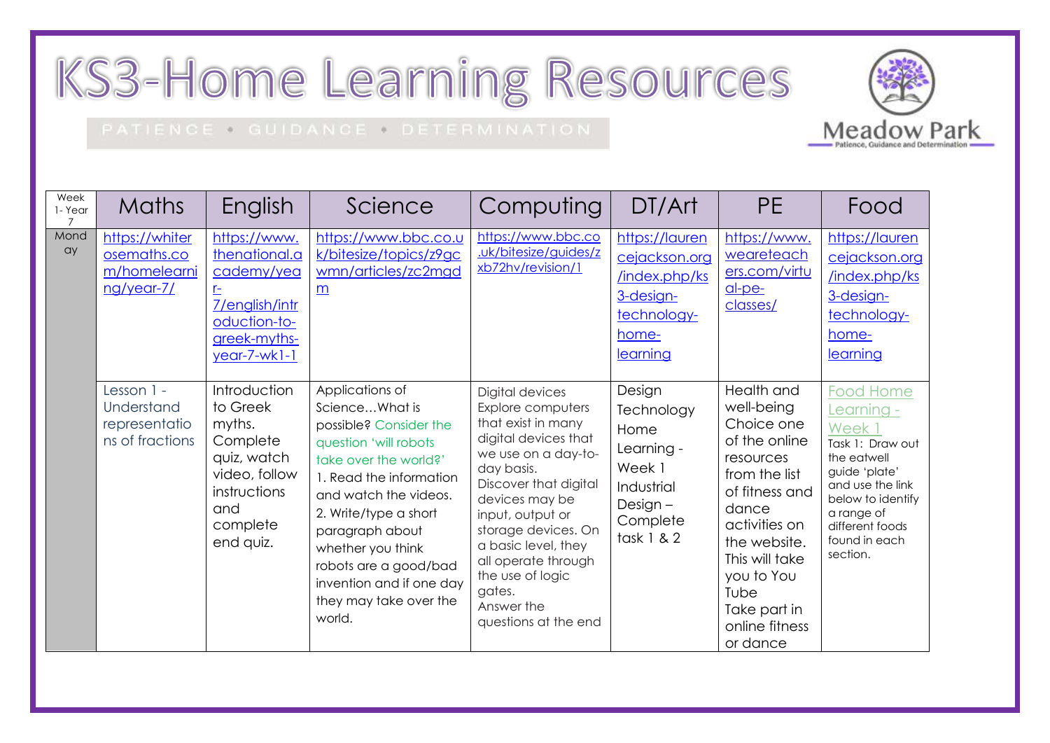# KS3-Home Learning Resources

PATIENCE • GUIDANCE • DETERMINATION

Meadow Park
Patience, Guidance and Determination

| Week 1- Year 7 | Maths | English | Science | Computing | DT/Art | PE | Food |
|---|---|---|---|---|---|---|---|
| Monday | https://whiterosemaths.com/homelearning/year-7/ | https://www.thenational.academy/year-7/english/introduction-to-greek-myths-year-7-wk1-1 | https://www.bbc.co.uk/bitesize/topics/z9gcwmn/articles/zc2mgdm | https://www.bbc.co.uk/bitesize/guides/zxb72hv/revision/1 | https://laurencejackson.org/index.php/ks3-design-technology-home-learning | https://www.weareteachers.com/virtual-pe-classes/ | https://laurencejackson.org/index.php/ks3-design-technology-home-learning |
| | Lesson 1 - Understand representations of fractions | Introduction to Greek myths. Complete quiz, watch video, follow instructions and complete end quiz. | Applications of Science…What is possible? Consider the question 'will robots take over the world?' 1. Read the information and watch the videos. 2. Write/type a short paragraph about whether you think robots are a good/bad invention and if one day they may take over the world. | Digital devices Explore computers that exist in many digital devices that we use on a day-to-day basis. Discover that digital devices may be input, output or storage devices. On a basic level, they all operate through the use of logic gates. Answer the questions at the end | Design Technology Home Learning - Week 1 Industrial Design – Complete task 1 & 2 | Health and well-being Choice one of the online resources from the list of fitness and dance activities on the website. This will take you to You Tube Take part in online fitness or dance | Food Home Learning - Week 1 Task 1: Draw out the eatwell guide 'plate' and use the link below to identify a range of different foods found in each section. |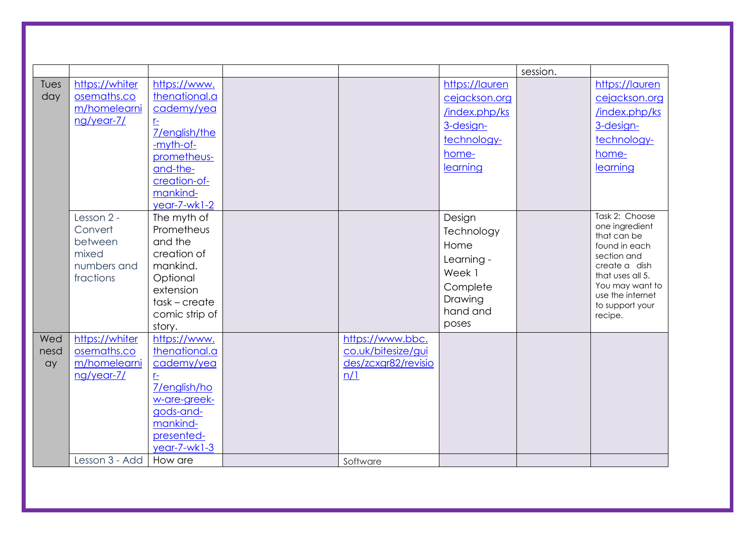| | | | | | | | |
|---|---|---|---|---|---|---|---|
| | | | | | | session. | |
| Tuesday | https://whiterosemaths.com/homelearning/year-7/ | https://www.thenational.academy/year-7/english/the-myth-of-prometheus-and-the-creation-of-mankind-year-7-wk1-2 | | | https://laurencejackson.org/index.php/ks3-design-technology-home-learning | | https://laurencejackson.org/index.php/ks3-design-technology-home-learning |
| | Lesson 2 - Convert between mixed numbers and fractions | The myth of Prometheus and the creation of mankind. Optional extension task – create comic strip of story. | | | Design Technology Home Learning - Week 1 Complete Drawing hand and poses | | Task 2: Choose one ingredient that can be found in each section and create a dish that uses all 5. You may want to use the internet to support your recipe. |
| Wednesday | https://whiterosemaths.com/homelearning/year-7/ | https://www.thenational.academy/year-7/english/how-are-greek-gods-and-mankind-presented-year-7-wk1-3 | | https://www.bbc.co.uk/bitesize/guides/zcxgr82/revision/1 | | | |
| | Lesson 3 - Add | How are | | Software | | | |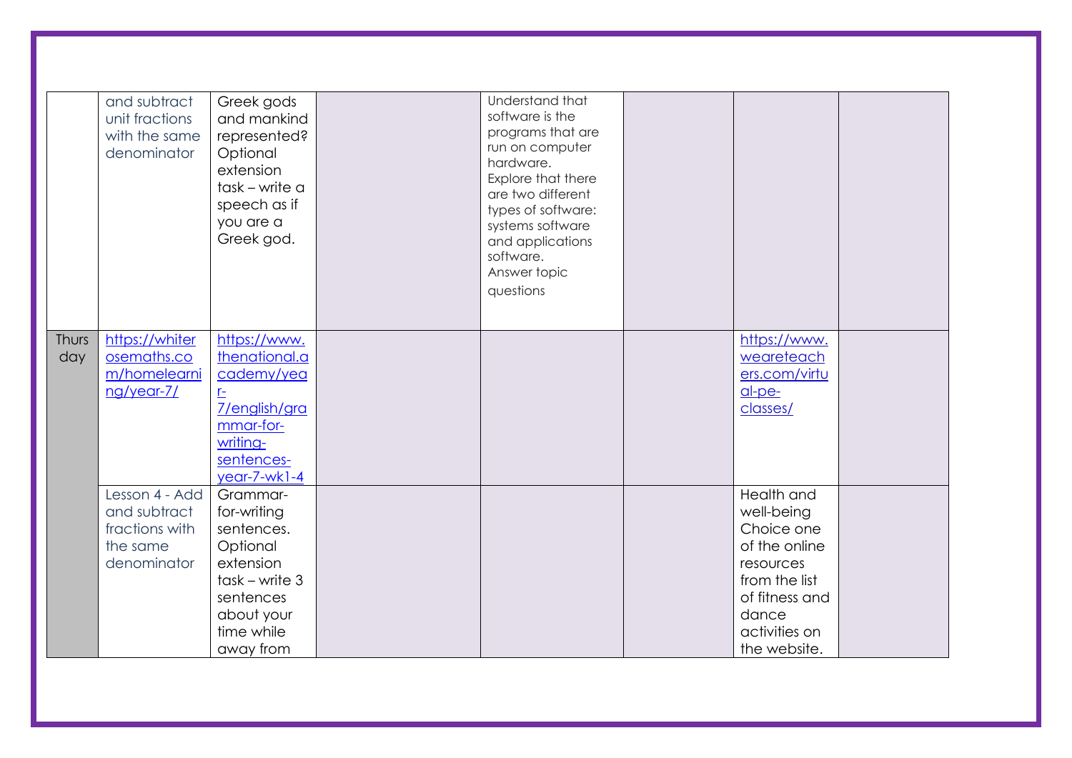| | | | | | | | | |
|---|---|---|---|---|---|---|---|---|
| | and subtract unit fractions with the same denominator | Greek gods and mankind represented? Optional extension task – write a speech as if you are a Greek god. | | Understand that software is the programs that are run on computer hardware. Explore that there are two different types of software: systems software and applications software. Answer topic questions | | | | |
| Thursday | https://whiterosemaths.com/homelearning/year-7/ | https://www.thenational.academy/year-7/english/grammar-for-writing-sentences-year-7-wk1-4 | | | | | https://www.weareteachers.com/virtual-pe-classes/ | |
| | Lesson 4 - Add and subtract fractions with the same denominator | Grammar-for-writing sentences. Optional extension task – write 3 sentences about your time while away from | | | | | Health and well-being Choice one of the online resources from the list of fitness and dance activities on the website. | |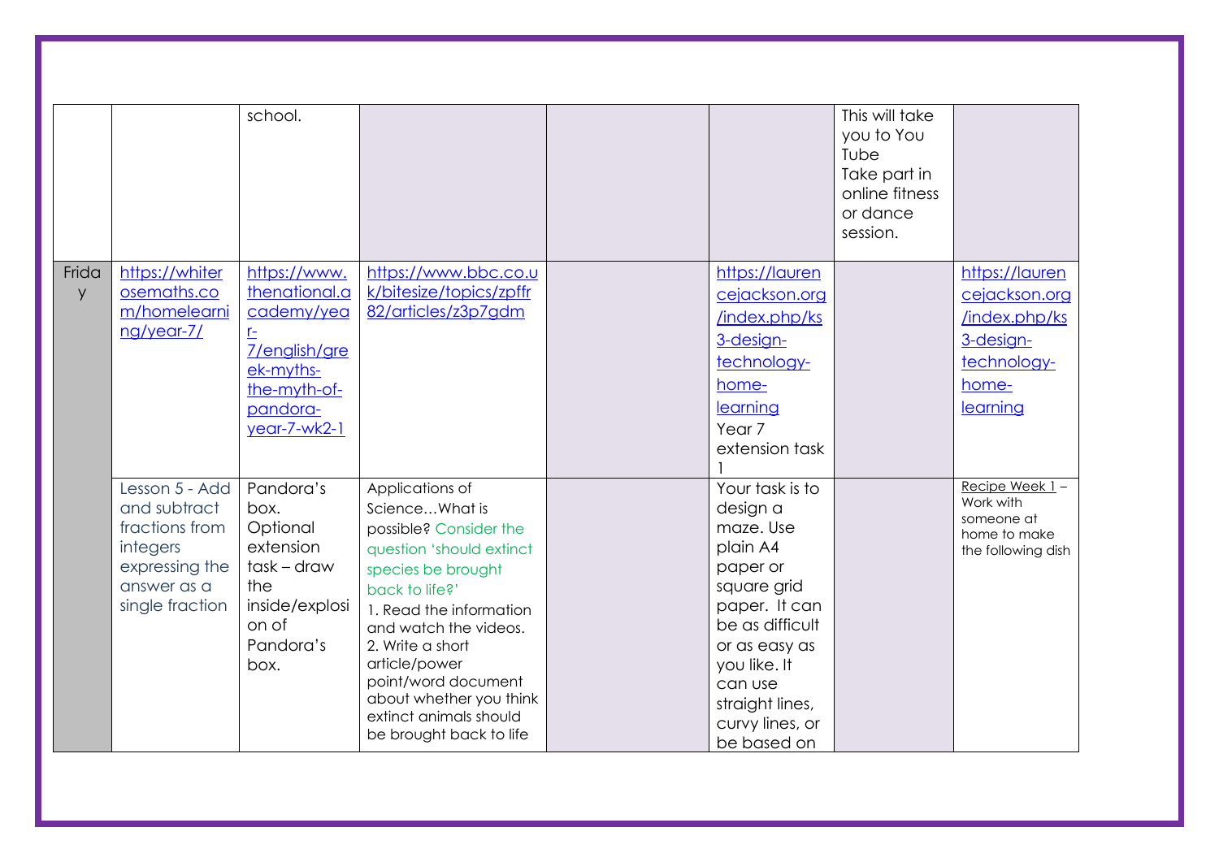| | | | | | | | |
|---|---|---|---|---|---|---|---|
| | | school. | | | | This will take you to You Tube Take part in online fitness or dance session. | |
| Friday | https://whiterosemaths.com/homelearning/year-7/ | https://www.thenational.academy/year-7/english/greek-myths-the-myth-of-pandora-year-7-wk2-1 | https://www.bbc.co.uk/bitesize/topics/zpffr82/articles/z3p7gdm | | https://laurencejackson.org/index.php/ks3-design-technology-home-learning Year 7 extension task 1 | | https://laurencejackson.org/index.php/ks3-design-technology-home-learning |
| | Lesson 5 - Add and subtract fractions from integers expressing the answer as a single fraction | Pandora's box. Optional extension task – draw the inside/explosion of Pandora's box. | Applications of Science…What is possible? Consider the question 'should extinct species be brought back to life?' 1. Read the information and watch the videos. 2. Write a short article/power point/word document about whether you think extinct animals should be brought back to life | | Your task is to design a maze. Use plain A4 paper or square grid paper. It can be as difficult or as easy as you like. It can use straight lines, curvy lines, or be based on | | Recipe Week 1 – Work with someone at home to make the following dish |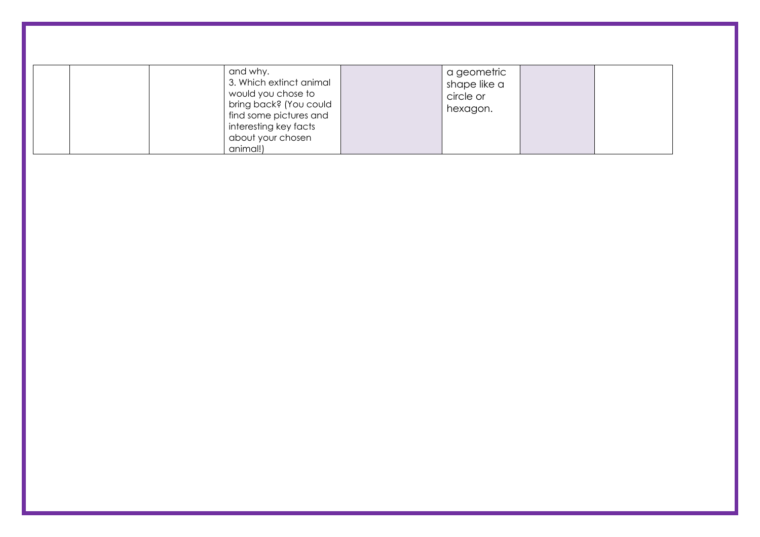| | | | | | | | |
|---|---|---|---|---|---|---|---|
| | | | and why.<br>3. Which extinct animal would you chose to bring back? (You could find some pictures and interesting key facts about your chosen animal!) | | a geometric shape like a circle or hexagon. | | |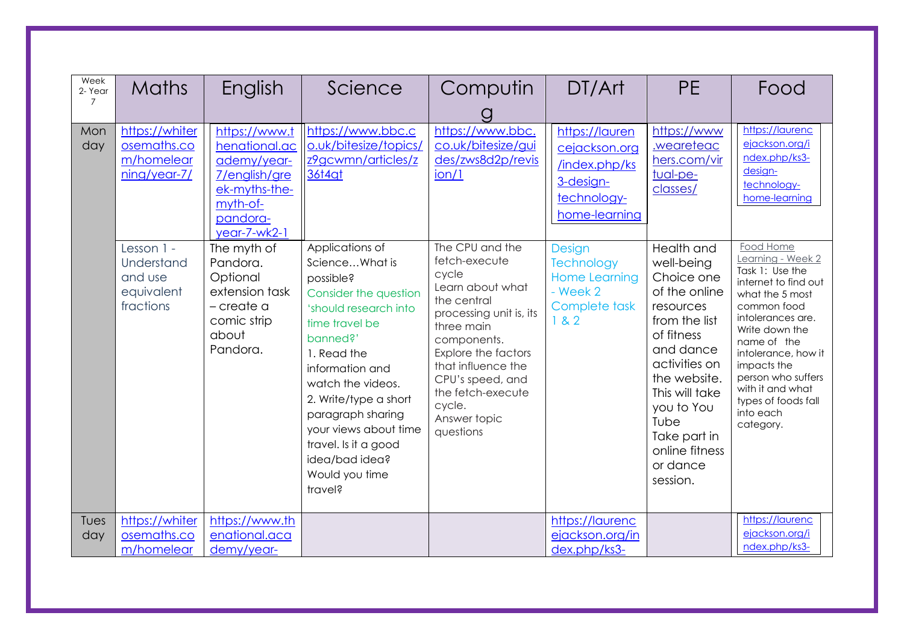| Week 2- Year 7 | Maths | English | Science | Computing | DT/Art | PE | Food |
|---|---|---|---|---|---|---|---|
| Monday | https://whiterosemaths.com/homelearning/year-7/ | https://www.thenational.academy/year-7/english/greek-myths-the-myth-of-pandora-year-7-wk2-1 | https://www.bbc.co.uk/bitesize/topics/z9gcwmn/articles/z36t4qt | https://www.bbc.co.uk/bitesize/guides/zws8d2p/revision/1 | https://laurencejackson.org/index.php/ks3-design-technology-home-learning | https://www.weareteachers.com/virtual-pe-classes/ | https://laurencejackson.org/index.php/ks3-design-technology-home-learning |
| | Lesson 1 - Understand and use equivalent fractions | The myth of Pandora. Optional extension task – create a comic strip about Pandora. | Applications of Science…What is possible? Consider the question 'should research into time travel be banned?' 1. Read the information and watch the videos. 2. Write/type a short paragraph sharing your views about time travel. Is it a good idea/bad idea? Would you time travel? | The CPU and the fetch-execute cycle Learn about what the central processing unit is, its three main components. Explore the factors that influence the CPU's speed, and the fetch-execute cycle. Answer topic questions | Design Technology Home Learning - Week 2 Complete task 1 & 2 | Health and well-being Choice one of the online resources from the list of fitness and dance activities on the website. This will take you to You Tube Take part in online fitness or dance session. | Food Home Learning - Week 2 Task 1: Use the internet to find out what the 5 most common food intolerances are. Write down the name of the intolerance, how it impacts the person who suffers with it and what types of foods fall into each category. |
| Tuesday | https://whiterosemaths.com/homelear | https://www.thenational.academy/year- | | | https://laurencejackson.org/index.php/ks3- | | https://laurencejackson.org/index.php/ks3- |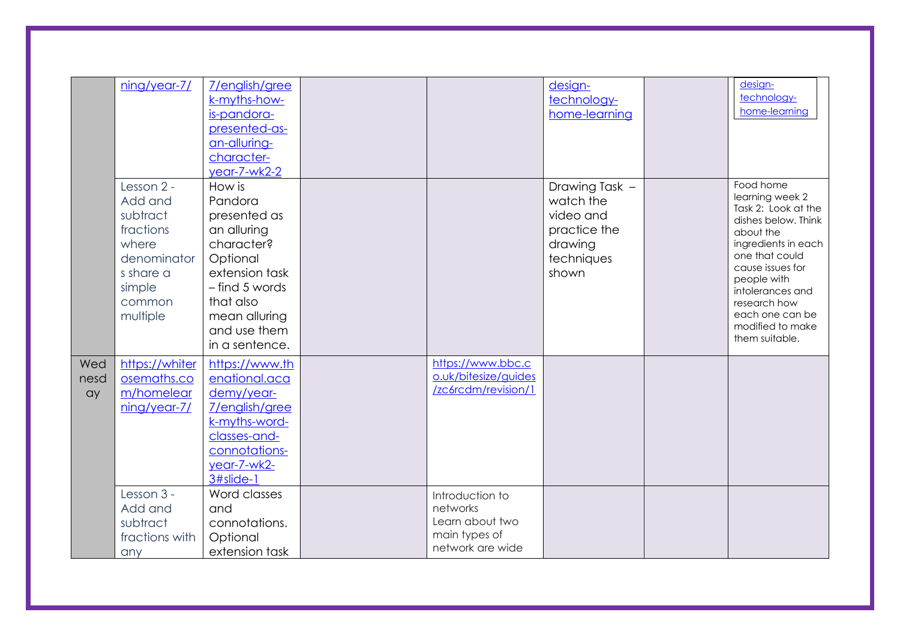| | | | | | | | |
|---|---|---|---|---|---|---|---|
| | ning/year-7/ | 7/english/greek-myths-how-is-pandora-presented-as-an-alluring-character-year-7-wk2-2 | | | design-technology-home-learning | | design-technology-home-learning |
| | Lesson 2 - Add and subtract fractions where denominators share a simple common multiple | How is Pandora presented as an alluring character? Optional extension task – find 5 words that also mean alluring and use them in a sentence. | | | Drawing Task – watch the video and practice the drawing techniques shown | | Food home learning week 2 Task 2: Look at the dishes below. Think about the ingredients in each one that could cause issues for people with intolerances and research how each one can be modified to make them suitable. |
| Wednesday | https://whiterosemaths.com/homelearning/year-7/ | https://www.thenational.academy/year-7/english/greek-myths-word-classes-and-connotations-year-7-wk2-3#slide-1 | | https://www.bbc.co.uk/bitesize/guides/zc6rcdm/revision/1 | | | |
| | Lesson 3 - Add and subtract fractions with any | Word classes and connotations. Optional extension task | | Introduction to networks Learn about two main types of network are wide | | | |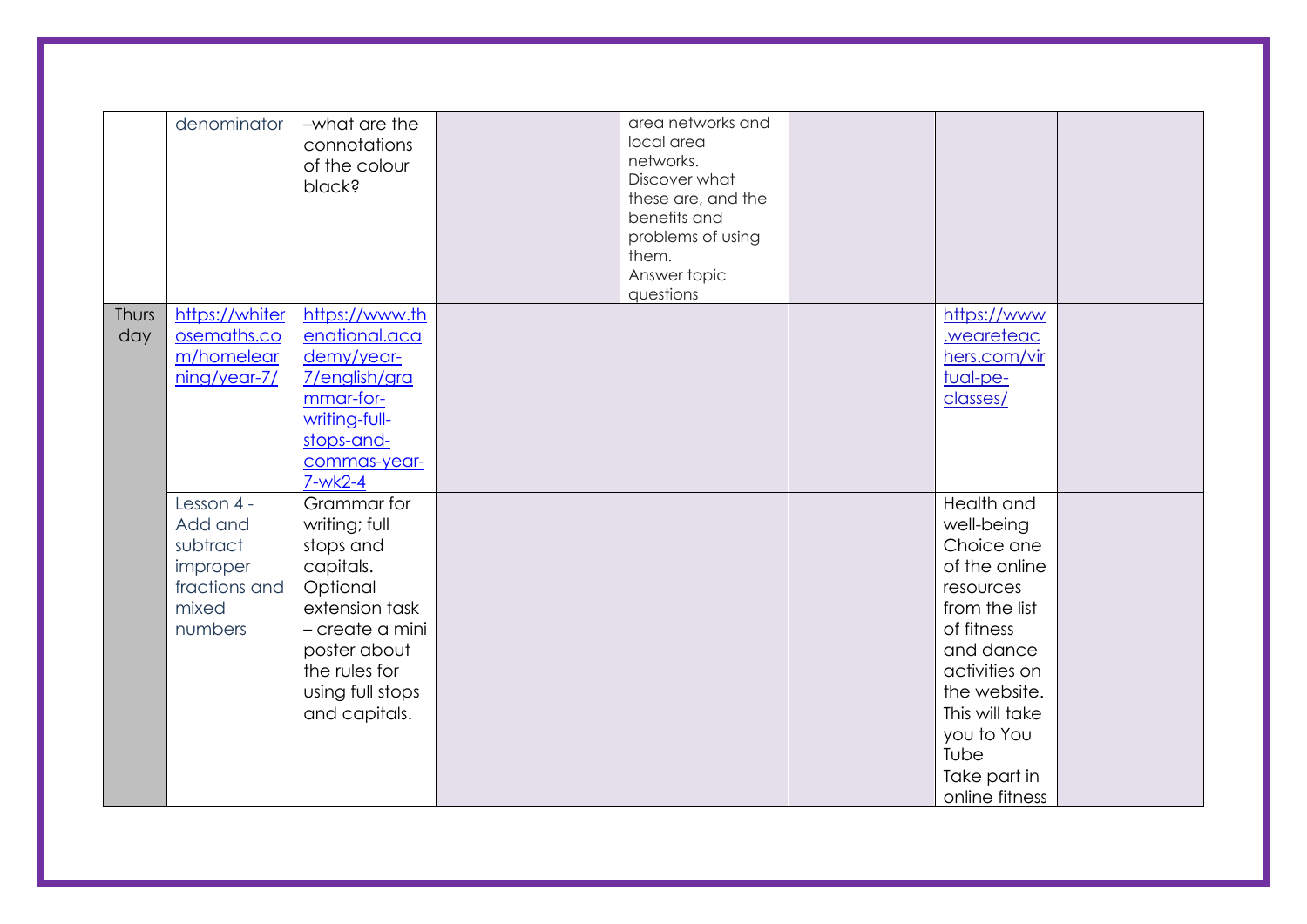| | | | | | | | |
|---|---|---|---|---|---|---|---|
| | denominator | –what are the connotations of the colour black? | | area networks and local area networks. Discover what these are, and the benefits and problems of using them. Answer topic questions | | | |
| Thursday | https://whiterosemaths.com/homelearning/year-7/ | https://www.thenational.academy/year-7/english/grammar-for-writing-full-stops-and-commas-year-7-wk2-4 | | | | https://www.weareteachers.com/virtual-pe-classes/ | |
| | Lesson 4 - Add and subtract improper fractions and mixed numbers | Grammar for writing; full stops and capitals. Optional extension task – create a mini poster about the rules for using full stops and capitals. | | | | Health and well-being Choice one of the online resources from the list of fitness and dance activities on the website. This will take you to You Tube Take part in online fitness | |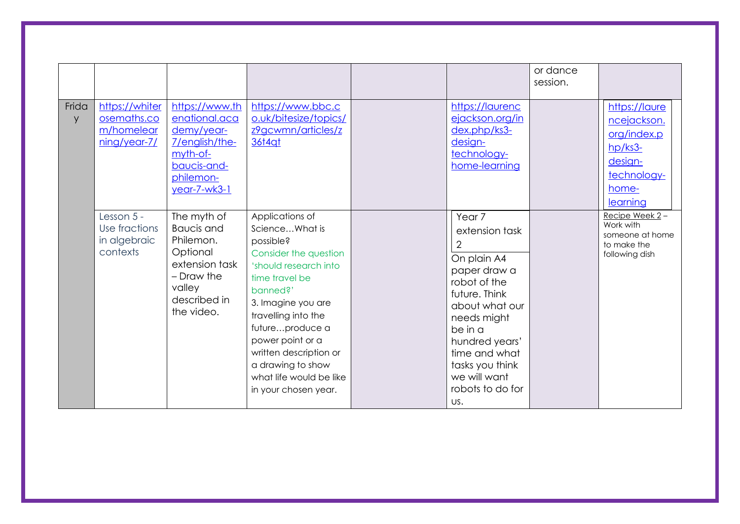| | | | | | | | |
|---|---|---|---|---|---|---|---|
| | | | | | | or dance session. | |
| Friday | https://whiterosemaths.com/homelearning/year-7/ | https://www.thenational.academy/year-7/english/the-myth-of-baucis-and-philemon-year-7-wk3-1 | https://www.bbc.co.uk/bitesize/topics/z9gcwmn/articles/z36t4qt | | https://laurencejackson.org/index.php/ks3-design-technology-home-learning | | https://laurencejackson.org/index.php/ks3-design-technology-home-learning |
| | Lesson 5 - Use fractions in algebraic contexts | The myth of Baucis and Philemon. Optional extension task – Draw the valley described in the video. | Applications of Science…What is possible? Consider the question 'should research into time travel be banned?' 3. Imagine you are travelling into the future…produce a power point or a written description or a drawing to show what life would be like in your chosen year. | | Year 7 extension task 2 On plain A4 paper draw a robot of the future. Think about what our needs might be in a hundred years' time and what tasks you think we will want robots to do for us. | | Recipe Week 2 – Work with someone at home to make the following dish |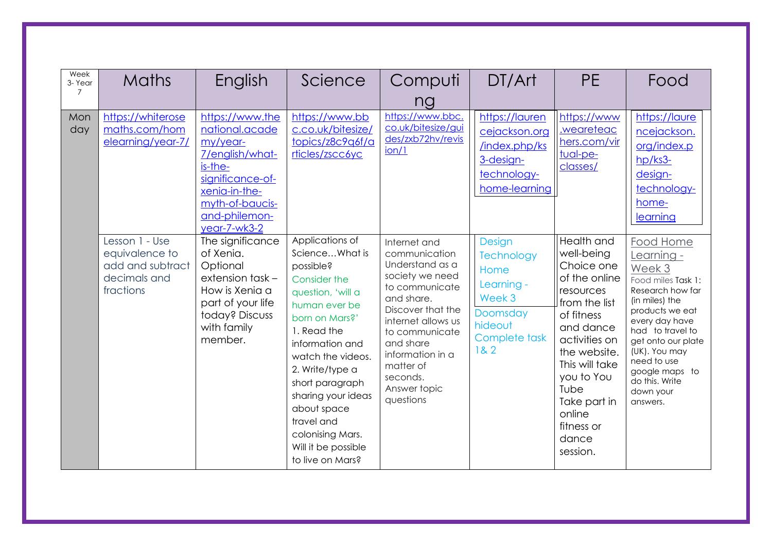| Week 3- Year 7 | Maths | English | Science | Computing | DT/Art | PE | Food |
|---|---|---|---|---|---|---|---|
| Monday | https://whiterosemaths.com/homelearning/year-7/ | https://www.thenational.academy/year-7/english/what-is-the-significance-of-xenia-in-the-myth-of-baucis-and-philemon-year-7-wk3-2 | https://www.bbc.co.uk/bitesize/topics/z8c9q6f/articles/zscc6yc | https://www.bbc.co.uk/bitesize/guides/zxb72hv/revision/1 | https://laurencejackson.org/index.php/ks3-design-technology-home-learning | https://www.weareteachers.com/virtual-pe-classes/ | https://laurencejackson.org/index.php/ks3-design-technology-home-learning |
| | Lesson 1 - Use equivalence to add and subtract decimals and fractions | The significance of Xenia. Optional extension task – How is Xenia a part of your life today? Discuss with family member. | Applications of Science…What is possible? Consider the question, 'will a human ever be born on Mars?' 1. Read the information and watch the videos. 2. Write/type a short paragraph sharing your ideas about space travel and colonising Mars. Will it be possible to live on Mars? | Internet and communication Understand as a society we need to communicate and share. Discover that the internet allows us to communicate and share information in a matter of seconds. Answer topic questions | Design Technology Home Learning - Week 3 Doomsday hideout Complete task 1& 2 | Health and well-being Choice one of the online resources from the list of fitness and dance activities on the website. This will take you to You Tube Take part in online fitness or dance session. | Food Home Learning - Week 3 Food miles Task 1: Research how far (in miles) the products we eat every day have had to travel to get onto our plate (UK). You may need to use google maps to do this. Write down your answers. |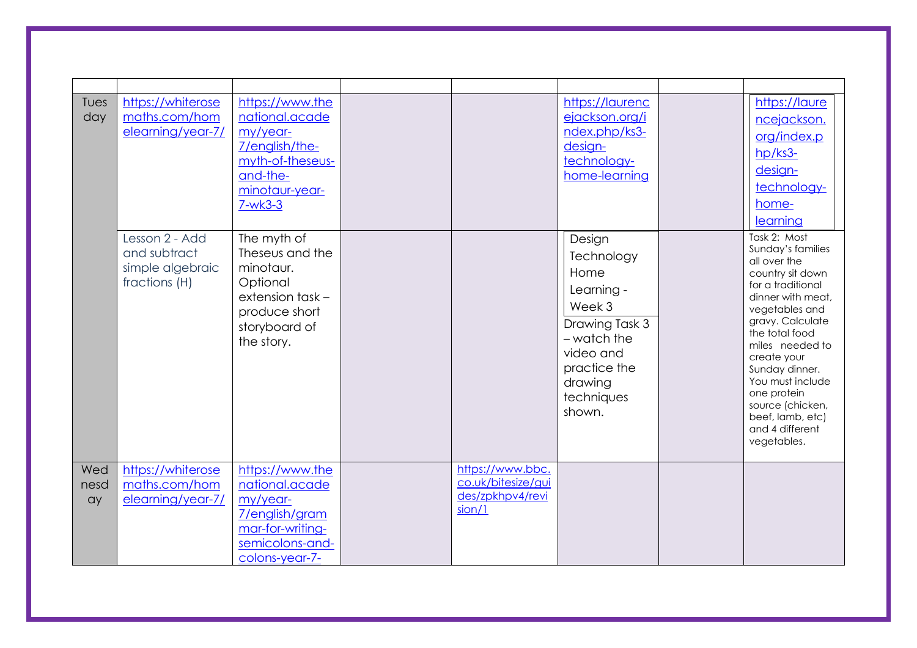| | | | | | | | |
|---|---|---|---|---|---|---|---|
| Tuesday | https://whiterosemaths.com/homelearning/year-7/ | https://www.thenational.academy/year-7/english/the-myth-of-theseus-and-the-minotaur-year-7-wk3-3 | | | https://laurencejackson.org/index.php/ks3-design-technology-home-learning | | https://laurencejackson.org/index.php/ks3-design-technology-home-learning |
| | Lesson 2 - Add and subtract simple algebraic fractions (H) | The myth of Theseus and the minotaur. Optional extension task – produce short storyboard of the story. | | | Design Technology Home Learning - Week 3<br>Drawing Task 3 – watch the video and practice the drawing techniques shown. | | Task 2: Most Sunday's families all over the country sit down for a traditional dinner with meat, vegetables and gravy. Calculate the total food miles needed to create your Sunday dinner. You must include one protein source (chicken, beef, lamb, etc) and 4 different vegetables. |
| Wednesday | https://whiterosemaths.com/homelearning/year-7/ | https://www.thenational.academy/year-7/english/grammar-for-writing-semicolons-and-colons-year-7- | | https://www.bbc.co.uk/bitesize/guides/zpkhpv4/revision/1 | | | |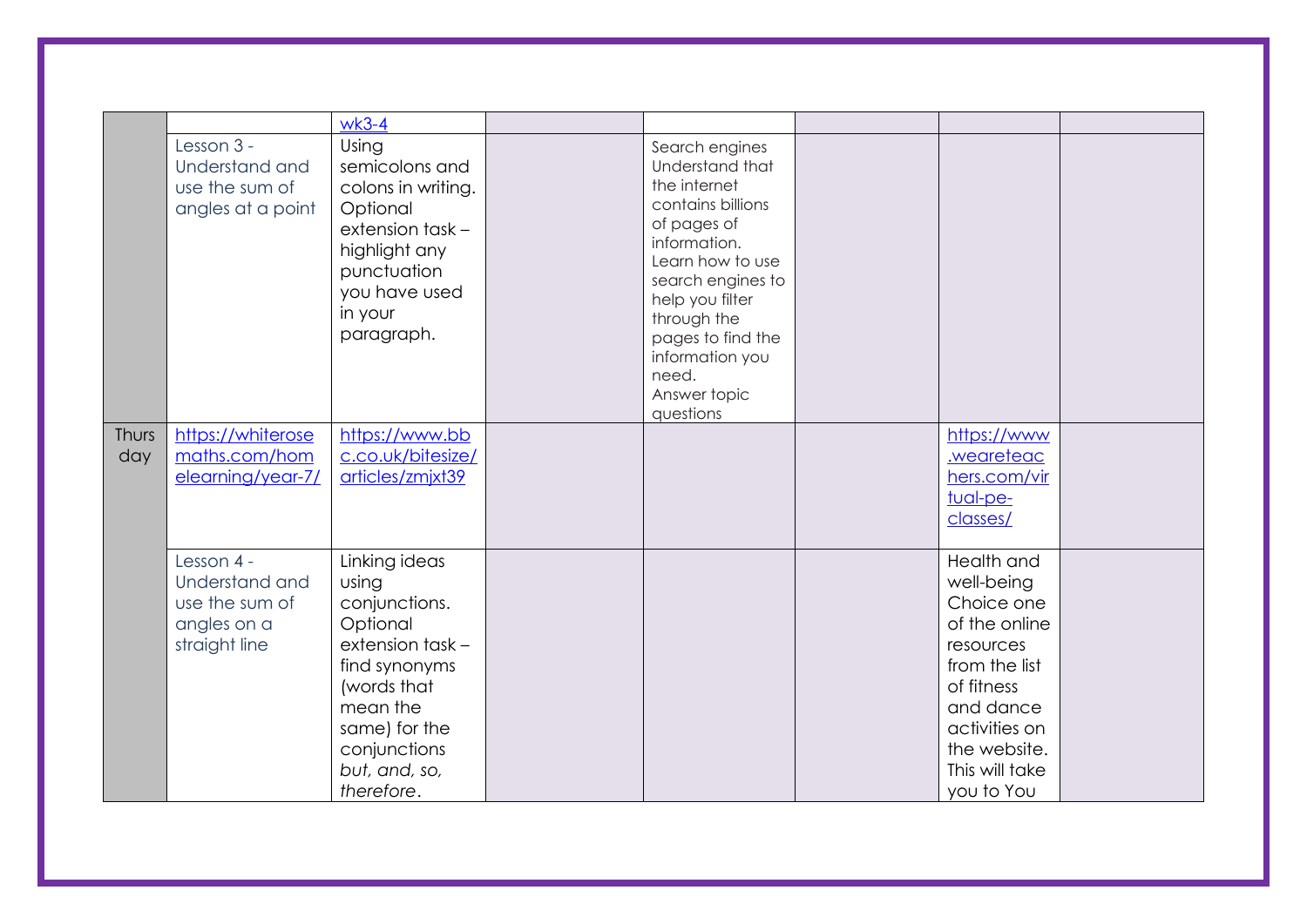| | | | | | | | |
|---|---|---|---|---|---|---|---|
| | | wk3-4 | | | | | |
| | Lesson 3 - Understand and use the sum of angles at a point | Using semicolons and colons in writing. Optional extension task – highlight any punctuation you have used in your paragraph. | | Search engines Understand that the internet contains billions of pages of information. Learn how to use search engines to help you filter through the pages to find the information you need. Answer topic questions | | | |
| Thurs day | https://whiterosemaths.com/homelearning/year-7/ | https://www.bbc.co.uk/bitesize/articles/zmjxt39 | | | | https://www.weareteachers.com/virtual-pe-classes/ | |
| | Lesson 4 - Understand and use the sum of angles on a straight line | Linking ideas using conjunctions. Optional extension task – find synonyms (words that mean the same) for the conjunctions *but, and, so, therefore*. | | | | Health and well-being Choice one of the online resources from the list of fitness and dance activities on the website. This will take you to You | |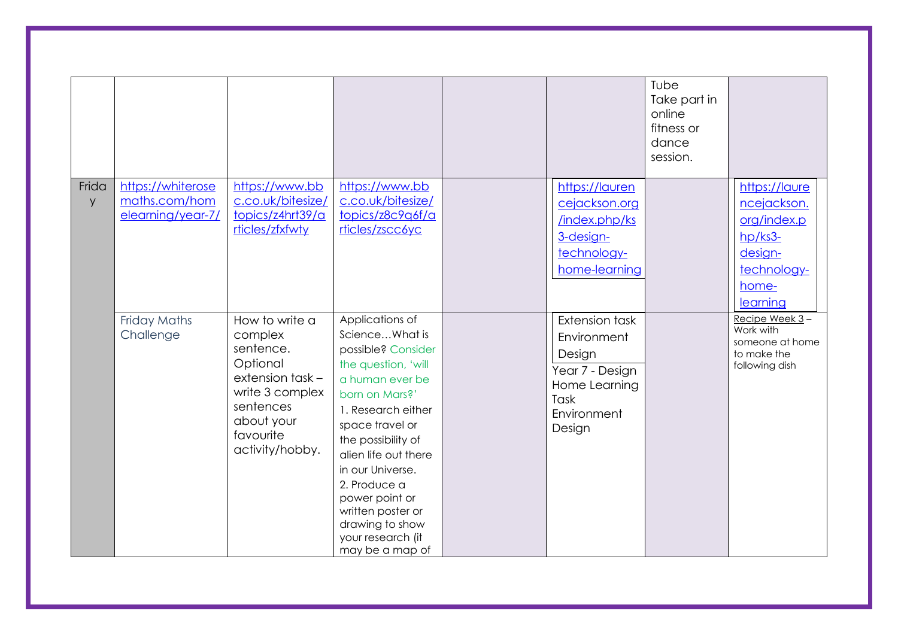| | | | | | | | | |
|---|---|---|---|---|---|---|---|---|
| | | | | | | | Tube<br>Take part in online fitness or dance session. | |
| Friday | https://whiterosemaths.com/homelearning/year-7/ | https://www.bbc.co.uk/bitesize/topics/z4hrt39/articles/zfxfwty | https://www.bbc.co.uk/bitesize/topics/z8c9q6f/articles/zscc6yc | | https://laurencejackson.org/index.php/ks3-design-technology-home-learning | | https://laurencejackson.org/index.php/ks3-design-technology-home-learning |
| | Friday Maths Challenge | How to write a complex sentence. Optional extension task – write 3 complex sentences about your favourite activity/hobby. | Applications of Science…What is possible? Consider the question, 'will a human ever be born on Mars?'<br>1. Research either space travel or the possibility of alien life out there in our Universe.<br>2. Produce a power point or written poster or drawing to show your research (it may be a map of | | Extension task Environment Design<br>Year 7 - Design Home Learning Task Environment Design | | Recipe Week 3 – Work with someone at home to make the following dish |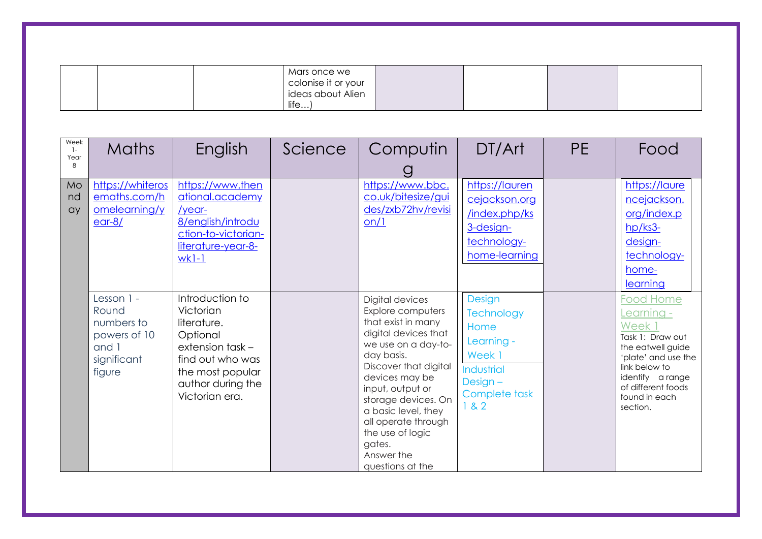| | | | | | | | |
|---|---|---|---|---|---|---|---|
| | | | Mars once we colonise it or your ideas about Alien life…) | | | | |

| Week 1- Year 8 | Maths | English | Science | Computing | DT/Art | PE | Food |
|---|---|---|---|---|---|---|---|
| Monday | https://whiterosemaths.com/homelearning/year-8/ | https://www.thenational.academy/year-8/english/introduction-to-victorian-literature-year-8-wk1-1 | | https://www.bbc.co.uk/bitesize/guides/zxb72hv/revision/1 | https://laurencejackson.org/index.php/ks3-design-technology-home-learning | | https://laurencejackson.org/index.php/ks3-design-technology-home-learning |
| | Lesson 1 - Round numbers to powers of 10 and 1 significant figure | Introduction to Victorian literature. Optional extension task – find out who was the most popular author during the Victorian era. | | Digital devices Explore computers that exist in many digital devices that we use on a day-to-day basis. Discover that digital devices may be input, output or storage devices. On a basic level, they all operate through the use of logic gates. Answer the questions at the | Design Technology Home Learning - Week 1 Industrial Design – Complete task 1 & 2 | | Food Home Learning - Week 1 Task 1: Draw out the eatwell guide 'plate' and use the link below to identify a range of different foods found in each section. |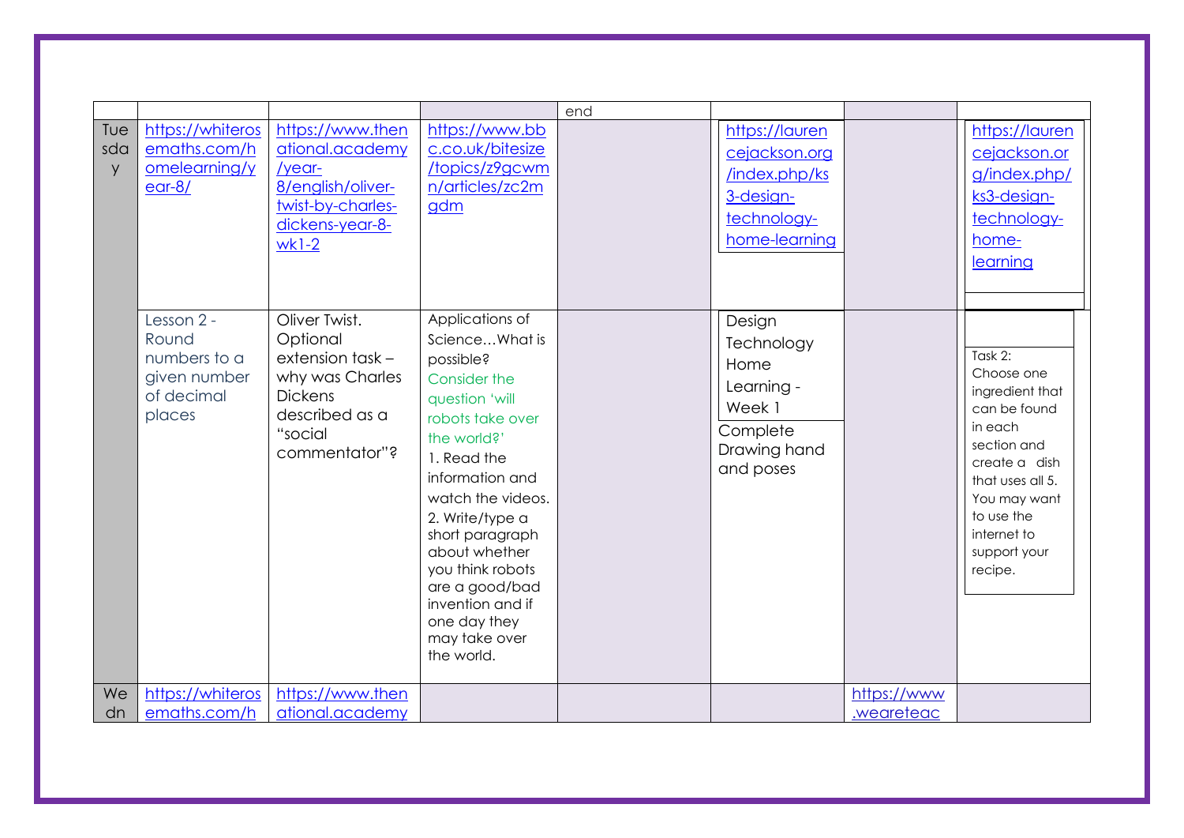| | | | | | | | |
|---|---|---|---|---|---|---|---|
| | | | | end | | | |
| Tuesday | https://whiterosemaths.com/homelearning/year-8/ | https://www.thenational.academy/year-8/english/oliver-twist-by-charles-dickens-year-8-wk1-2 | https://www.bbc.co.uk/bitesize/topics/z9gcwmn/articles/zc2mgdm | | https://laurencejackson.org/index.php/ks3-design-technology-home-learning | | https://laurencejackson.org/index.php/ks3-design-technology-home-learning |
| | Lesson 2 - Round numbers to a given number of decimal places | Oliver Twist. Optional extension task – why was Charles Dickens described as a "social commentator"? | Applications of Science…What is possible? Consider the question 'will robots take over the world?' 1. Read the information and watch the videos. 2. Write/type a short paragraph about whether you think robots are a good/bad invention and if one day they may take over the world. | | Design Technology Home Learning - Week 1 Complete Drawing hand and poses | | Task 2: Choose one ingredient that can be found in each section and create a dish that uses all 5. You may want to use the internet to support your recipe. |
| Wedn | https://whiterosemaths.com/h | https://www.thenational.academy | | | | https://www.weareteac | |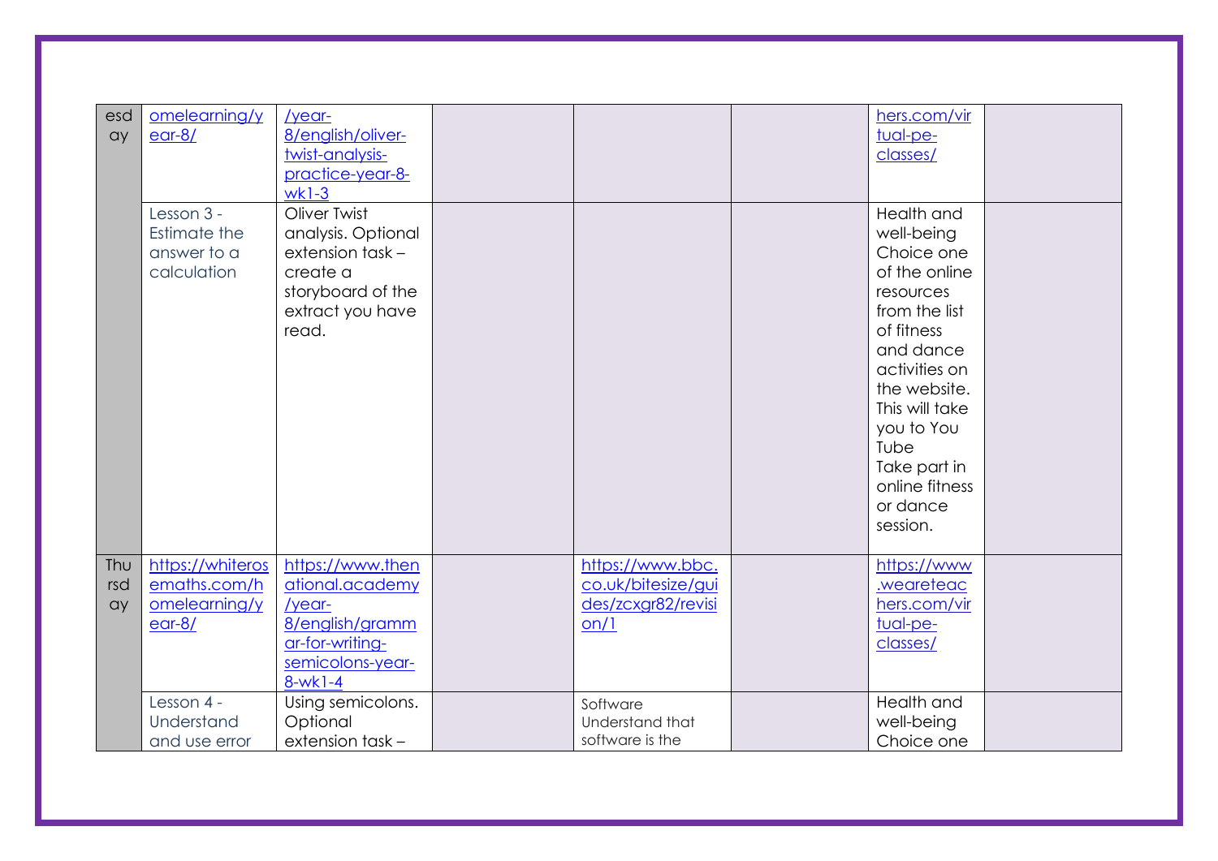| | | | | | | | |
|---|---|---|---|---|---|---|---|
| esday | omelearning/year-8/ | /year-8/english/oliver-twist-analysis-practice-year-8-wk1-3 | | | | hers.com/virtual-pe-classes/ | |
| | Lesson 3 - Estimate the answer to a calculation | Oliver Twist analysis. Optional extension task – create a storyboard of the extract you have read. | | | | Health and well-being Choice one of the online resources from the list of fitness and dance activities on the website. This will take you to You Tube Take part in online fitness or dance session. | |
| Thursday | https://whiterosemaths.com/homelearning/year-8/ | https://www.thenational.academy/year-8/english/grammar-for-writing-semicolons-year-8-wk1-4 | | https://www.bbc.co.uk/bitesize/guides/zcxgr82/revision/1 | | https://www.weareteachers.com/virtual-pe-classes/ | |
| | Lesson 4 - Understand and use error | Using semicolons. Optional extension task – | | Software Understand that software is the | | Health and well-being Choice one | |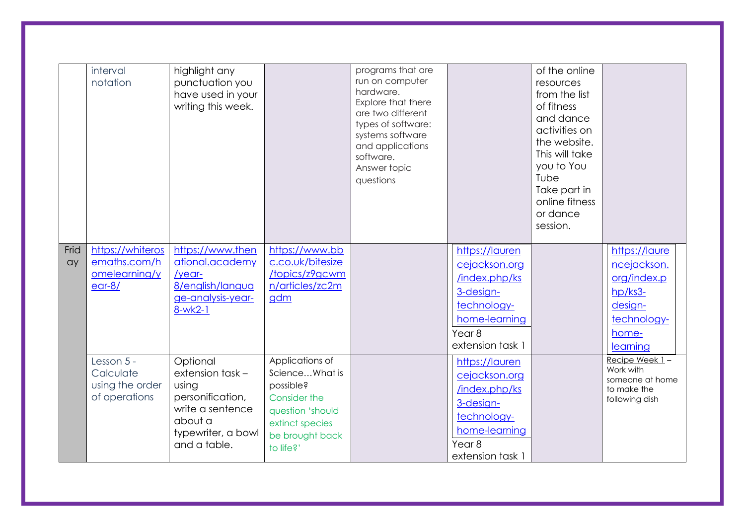| | | | | | | | |
|---|---|---|---|---|---|---|---|
| | interval notation | highlight any punctuation you have used in your writing this week. | | programs that are run on computer hardware. Explore that there are two different types of software: systems software and applications software. Answer topic questions | | of the online resources from the list of fitness and dance activities on the website. This will take you to You Tube Take part in online fitness or dance session. | |
| Friday | https://whiterosemaths.com/homelearning/year-8/ | https://www.thenational.academy/year-8/english/language-analysis-year-8-wk2-1 | https://www.bbc.co.uk/bitesize/topics/z9gcwmn/articles/zc2mgdm | | https://laurencejackson.org/index.php/ks3-design-technology-home-learning Year 8 extension task 1 | | https://laurencejackson.org/index.php/ks3-design-technology-home-learning |
| | Lesson 5 - Calculate using the order of operations | Optional extension task – using personification, write a sentence about a typewriter, a bowl and a table. | Applications of Science…What is possible? Consider the question 'should extinct species be brought back to life?' | | https://laurencejackson.org/index.php/ks3-design-technology-home-learning Year 8 extension task 1 | | Recipe Week 1 – Work with someone at home to make the following dish |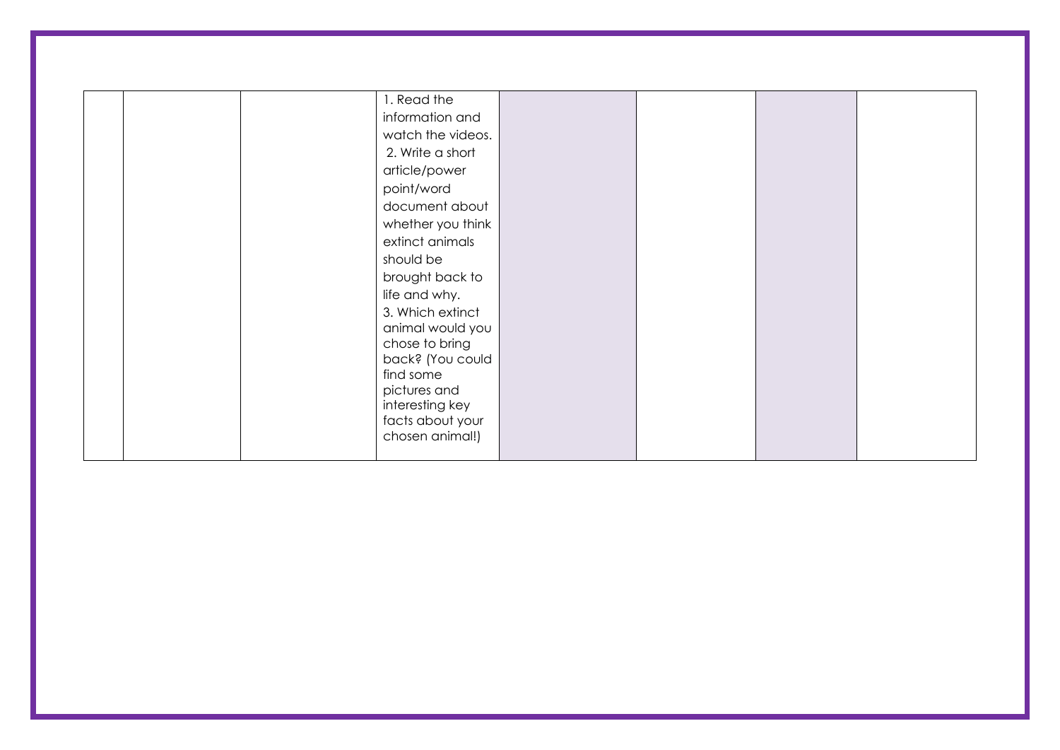| | | | | | | | |
|---|---|---|---|---|---|---|---|
| | | | 1. Read the information and watch the videos.<br>2. Write a short article/power point/word document about whether you think extinct animals should be brought back to life and why.<br>3. Which extinct animal would you chose to bring back? (You could find some pictures and interesting key facts about your chosen animal!) | | | | |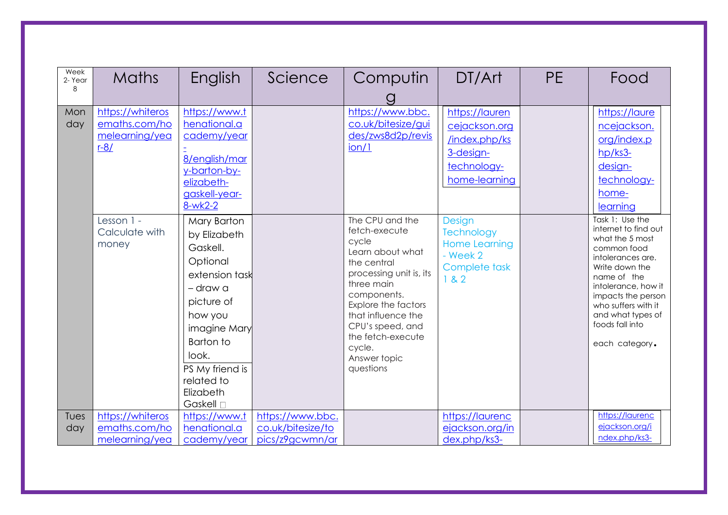| Week 2- Year 8 | Maths | English | Science | Computing | DT/Art | PE | Food |
|---|---|---|---|---|---|---|---|
| Monday | https://whiterosemaths.com/homelearning/year-8/ | https://www.thenational.academy/year-8/english/mary-barton-by-elizabeth-gaskell-year-8-wk2-2 | | https://www.bbc.co.uk/bitesize/guides/zws8d2p/revision/1 | https://laurencejackson.org/index.php/ks3-design-technology-home-learning | | https://laurencejackson.org/index.php/ks3-design-technology-home-learning |
| | Lesson 1 - Calculate with money | Mary Barton by Elizabeth Gaskell. Optional extension task – draw a picture of how you imagine Mary Barton to look. PS My friend is related to Elizabeth Gaskell □ | | The CPU and the fetch-execute cycle Learn about what the central processing unit is, its three main components. Explore the factors that influence the CPU's speed, and the fetch-execute cycle. Answer topic questions | Design Technology Home Learning - Week 2 Complete task 1 & 2 | | Task 1: Use the internet to find out what the 5 most common food intolerances are. Write down the name of the intolerance, how it impacts the person who suffers with it and what types of foods fall into each category. |
| Tuesday | https://whiterosemaths.com/homelearning/yea | https://www.thenational.academy/year | https://www.bbc.co.uk/bitesize/topics/z9gcwmn/ar | | https://laurencejackson.org/index.php/ks3- | | https://laurencejackson.org/index.php/ks3- |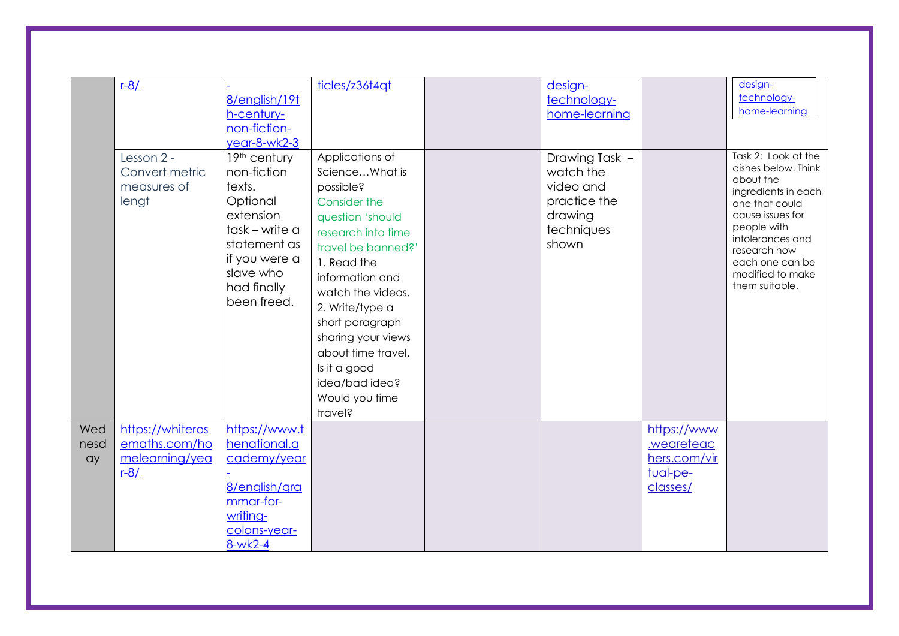| | | | | | | | |
|---|---|---|---|---|---|---|---|
| | r-8/ | - 8/english/19th-century-non-fiction-year-8-wk2-3 | ticles/z36t4qt | | design-technology-home-learning | | design-technology-home-learning |
| | Lesson 2 - Convert metric measures of lengt | 19th century non-fiction texts. Optional extension task – write a statement as if you were a slave who had finally been freed. | Applications of Science…What is possible? Consider the question 'should research into time travel be banned?' 1. Read the information and watch the videos. 2. Write/type a short paragraph sharing your views about time travel. Is it a good idea/bad idea? Would you time travel? | | Drawing Task – watch the video and practice the drawing techniques shown | | Task 2: Look at the dishes below. Think about the ingredients in each one that could cause issues for people with intolerances and research how each one can be modified to make them suitable. |
| Wednesday | https://whiterosemaths.com/homelearning/year-8/ | https://www.thenational.academy/year-8/english/grammar-for-writing-colons-year-8-wk2-4 | | | | https://www.weareteachers.com/virtual-pe-classes/ | |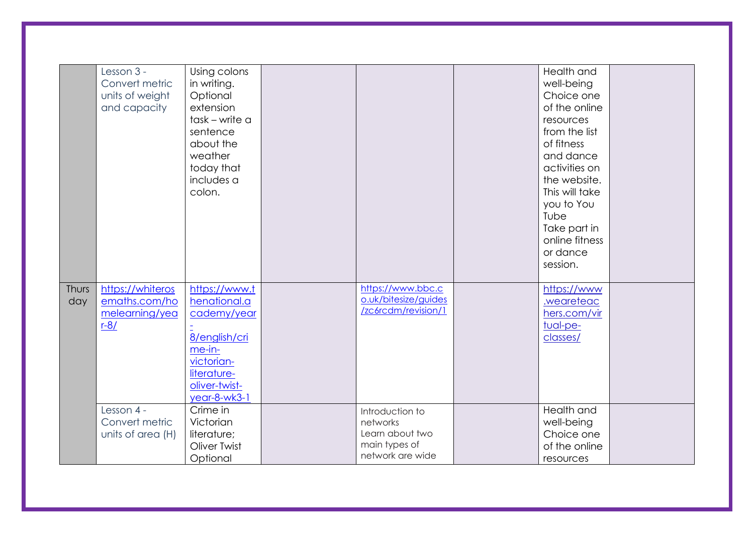| | | | | | | | |
|---|---|---|---|---|---|---|---|
| | Lesson 3 - Convert metric units of weight and capacity | Using colons in writing. Optional extension task – write a sentence about the weather today that includes a colon. | | | | Health and well-being Choice one of the online resources from the list of fitness and dance activities on the website. This will take you to You Tube Take part in online fitness or dance session. | |
| Thurs day | https://whiterosemaths.com/homelearning/year-8/ | https://www.thenational.academy/year-8/english/crime-in-victorian-literature-oliver-twist-year-8-wk3-1 | | https://www.bbc.co.uk/bitesize/guides/zc6rcdm/revision/1 | | https://www.weareteachers.com/virtual-pe-classes/ | |
| | Lesson 4 - Convert metric units of area (H) | Crime in Victorian literature; Oliver Twist Optional | | Introduction to networks Learn about two main types of network are wide | | Health and well-being Choice one of the online resources | |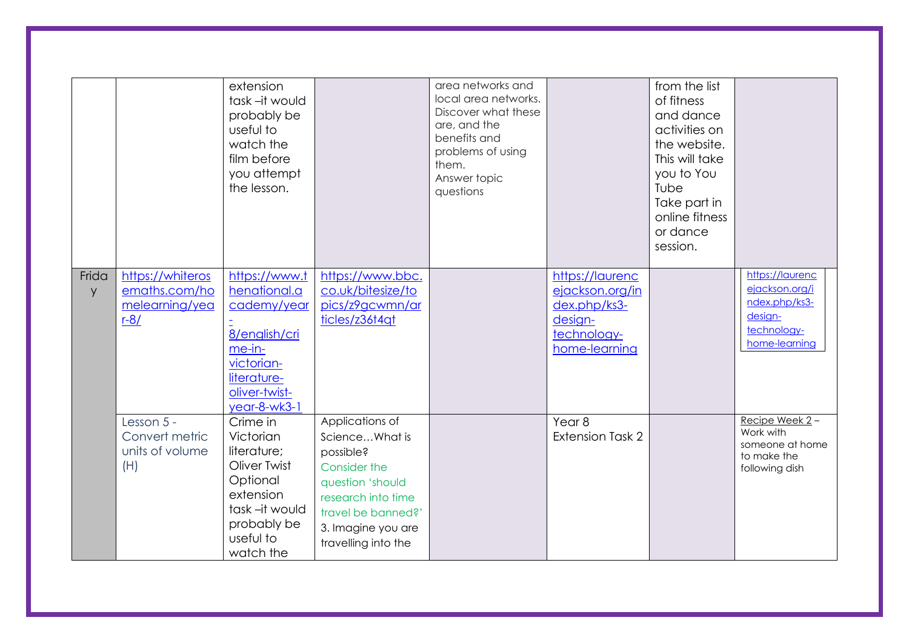| | | | | | | | | |
|---|---|---|---|---|---|---|---|---|
| | | extension task –it would probably be useful to watch the film before you attempt the lesson. | | area networks and local area networks. Discover what these are, and the benefits and problems of using them. Answer topic questions | | | from the list of fitness and dance activities on the website. This will take you to You Tube Take part in online fitness or dance session. | |
| Friday | https://whiterosemaths.com/homelearning/year-8/ | https://www.thenational.academy/year-8/english/crime-in-victorian-literature-oliver-twist-year-8-wk3-1 | https://www.bbc.co.uk/bitesize/topics/z9gcwmn/articles/z36t4qt | | https://laurencejackson.org/index.php/ks3-design-technology-home-learning | | | https://laurencejackson.org/index.php/ks3-design-technology-home-learning |
| | Lesson 5 - Convert metric units of volume (H) | Crime in Victorian literature; Oliver Twist Optional extension task –it would probably be useful to watch the | Applications of Science…What is possible? Consider the question 'should research into time travel be banned?' 3. Imagine you are travelling into the | | Year 8 Extension Task 2 | | | Recipe Week 2 – Work with someone at home to make the following dish |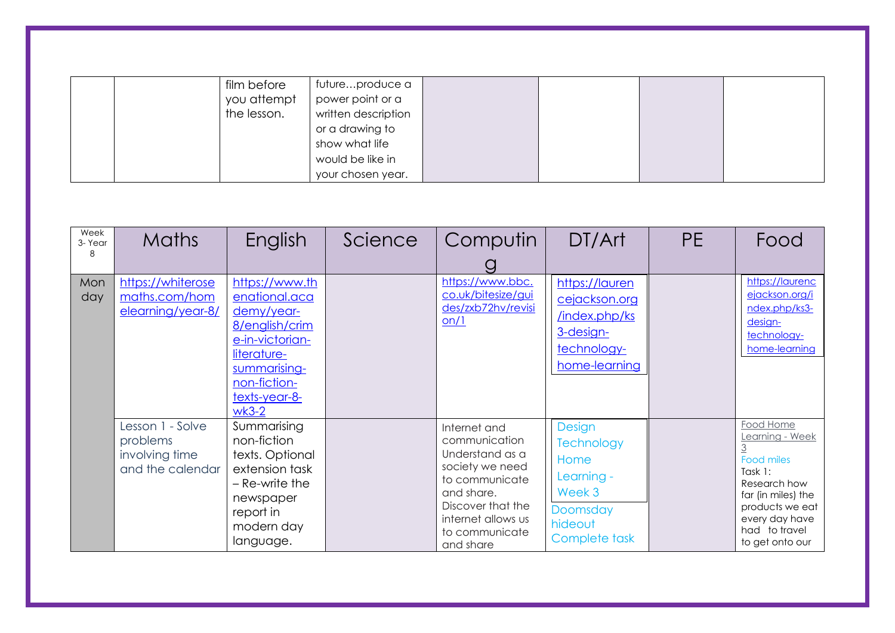| | | | | | | | |
|---|---|---|---|---|---|---|---|
| | | film before you attempt the lesson. | future…produce a power point or a written description or a drawing to show what life would be like in your chosen year. | | | | |

| Week 3- Year 8 | Maths | English | Science | Computing | DT/Art | PE | Food |
|---|---|---|---|---|---|---|---|
| Monday | https://whiterosemaths.com/homelearning/year-8/ | https://www.thenational.academy/year-8/english/crime-in-victorian-literature-summarising-non-fiction-texts-year-8-wk3-2 | | https://www.bbc.co.uk/bitesize/guides/zxb72hv/revision/1 | https://laurencejackson.org/index.php/ks3-design-technology-home-learning | | https://laurencejackson.org/index.php/ks3-design-technology-home-learning |
| | Lesson 1 - Solve problems involving time and the calendar | Summarising non-fiction texts. Optional extension task – Re-write the newspaper report in modern day language. | | Internet and communication Understand as a society we need to communicate and share. Discover that the internet allows us to communicate and share | Design Technology Home Learning - Week 3 Doomsday hideout Complete task | | Food Home Learning - Week 3 Food miles Task 1: Research how far (in miles) the products we eat every day have had to travel to get onto our |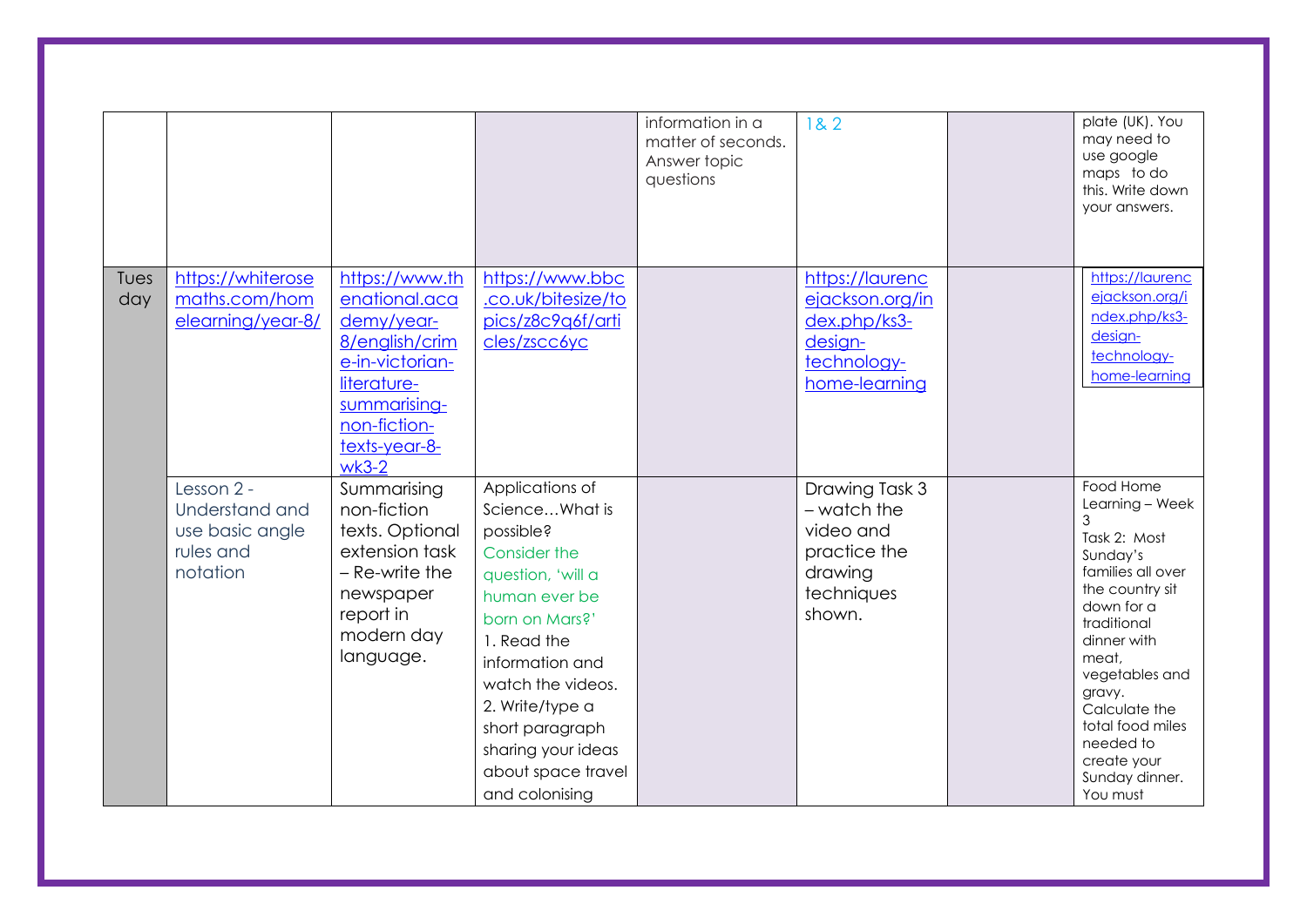| | | | | | | | |
|---|---|---|---|---|---|---|---|
| | | | | information in a matter of seconds. Answer topic questions | 1& 2 | | plate (UK). You may need to use google maps to do this. Write down your answers. |
| Tuesday | https://whiterosemaths.com/homelearning/year-8/ | https://www.thenational.academy/year-8/english/crime-in-victorian-literature-summarising-non-fiction-texts-year-8-wk3-2 | https://www.bbc.co.uk/bitesize/topics/z8c9q6f/articles/zscc6yc | | https://laurencejackson.org/index.php/ks3-design-technology-home-learning | | https://laurencejackson.org/index.php/ks3-design-technology-home-learning |
| | Lesson 2 - Understand and use basic angle rules and notation | Summarising non-fiction texts. Optional extension task – Re-write the newspaper report in modern day language. | Applications of Science…What is possible? Consider the question, 'will a human ever be born on Mars?' 1. Read the information and watch the videos. 2. Write/type a short paragraph sharing your ideas about space travel and colonising | | Drawing Task 3 – watch the video and practice the drawing techniques shown. | | Food Home Learning – Week 3 Task 2: Most Sunday's families all over the country sit down for a traditional dinner with meat, vegetables and gravy. Calculate the total food miles needed to create your Sunday dinner. You must |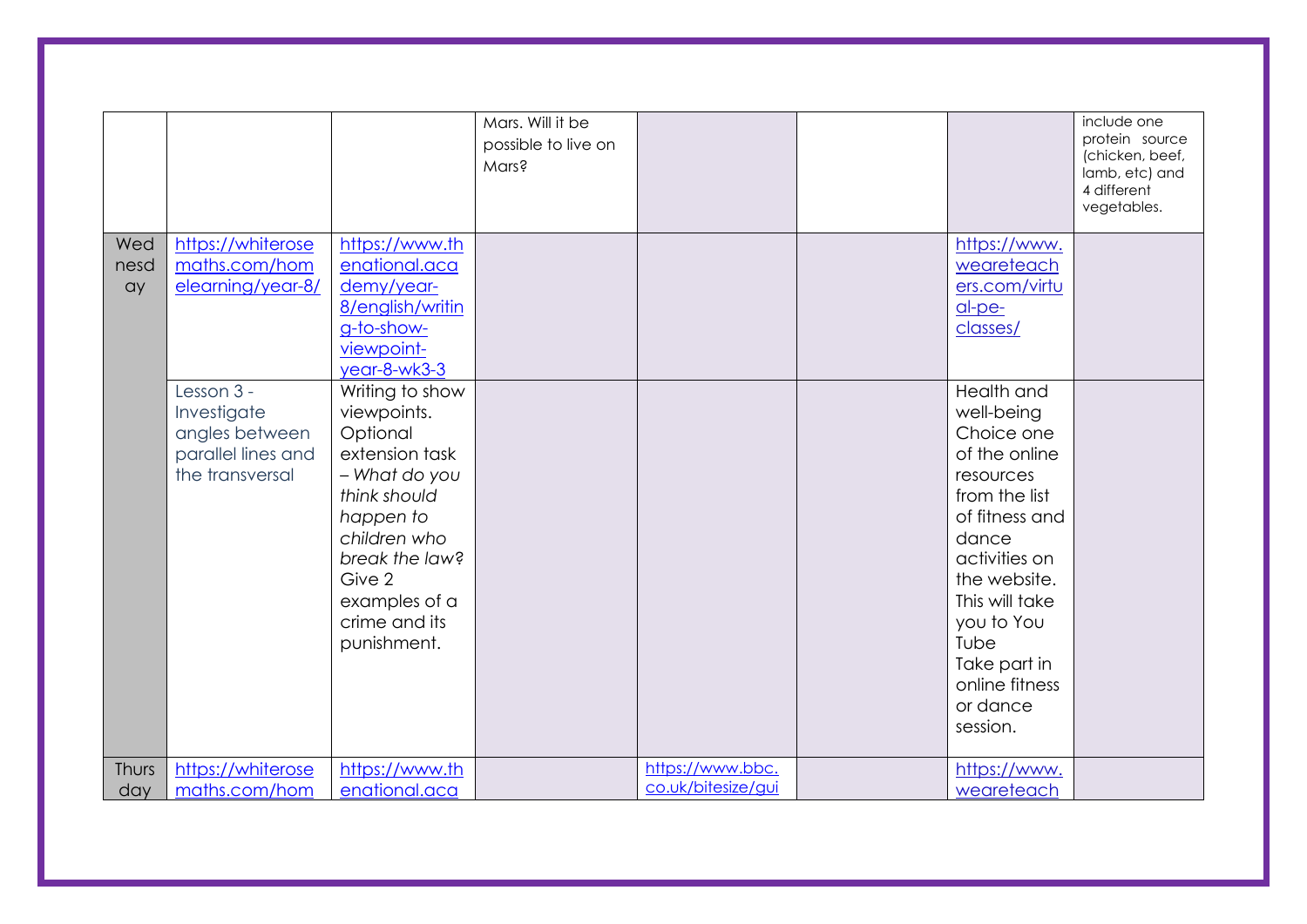| | | | | | | | |
|---|---|---|---|---|---|---|---|
| | | | Mars. Will it be possible to live on Mars? | | | | include one protein source (chicken, beef, lamb, etc) and 4 different vegetables. |
| Wednesday | https://whiterosemaths.com/homelearning/year-8/ | https://www.thenational.academy/year-8/english/writing-to-show-viewpoint-year-8-wk3-3 | | | | https://www.weareteachers.com/virtual-pe-classes/ | |
| | Lesson 3 - Investigate angles between parallel lines and the transversal | Writing to show viewpoints. Optional extension task – *What do you think should happen to children who break the law?* Give 2 examples of a crime and its punishment. | | | | Health and well-being Choice one of the online resources from the list of fitness and dance activities on the website. This will take you to You Tube Take part in online fitness or dance session. | |
| Thursday | https://whiterosemaths.com/hom | https://www.thenational.aca | | https://www.bbc.co.uk/bitesize/gui | | https://www.weareteach | |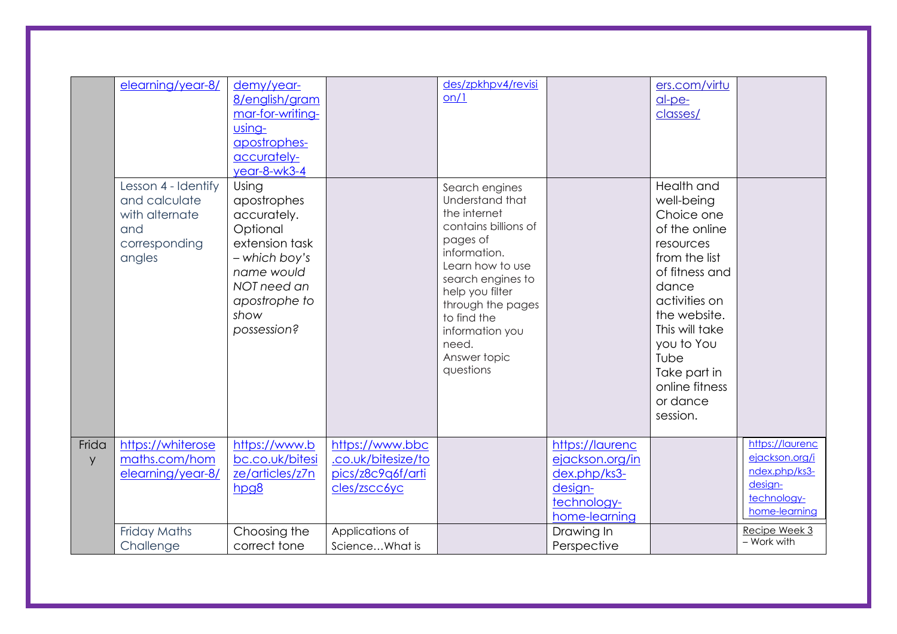| | | | | | | | |
|---|---|---|---|---|---|---|---|
| | elearning/year-8/ | demy/year-8/english/grammar-for-writing-using-apostrophes-accurately-year-8-wk3-4 | | des/zpkhpv4/revision/1 | | ers.com/virtual-pe-classes/ | |
| | Lesson 4 - Identify and calculate with alternate and corresponding angles | Using apostrophes accurately. Optional extension task – *which boy's name would NOT need an apostrophe to show possession?* | | Search engines Understand that the internet contains billions of pages of information. Learn how to use search engines to help you filter through the pages to find the information you need. Answer topic questions | | Health and well-being Choice one of the online resources from the list of fitness and dance activities on the website. This will take you to You Tube Take part in online fitness or dance session. | |
| Friday | https://whiterosemaths.com/homelearning/year-8/ | https://www.bbc.co.uk/bitesize/articles/z7nhpg8 | https://www.bbc.co.uk/bitesize/topics/z8c9q6f/articles/zscc6yc | | https://laurencejackson.org/index.php/ks3-design-technology-home-learning | | https://laurencejackson.org/index.php/ks3-design-technology-home-learning |
| | Friday Maths Challenge | Choosing the correct tone | Applications of Science…What is | | Drawing In Perspective | | Recipe Week 3 – Work with |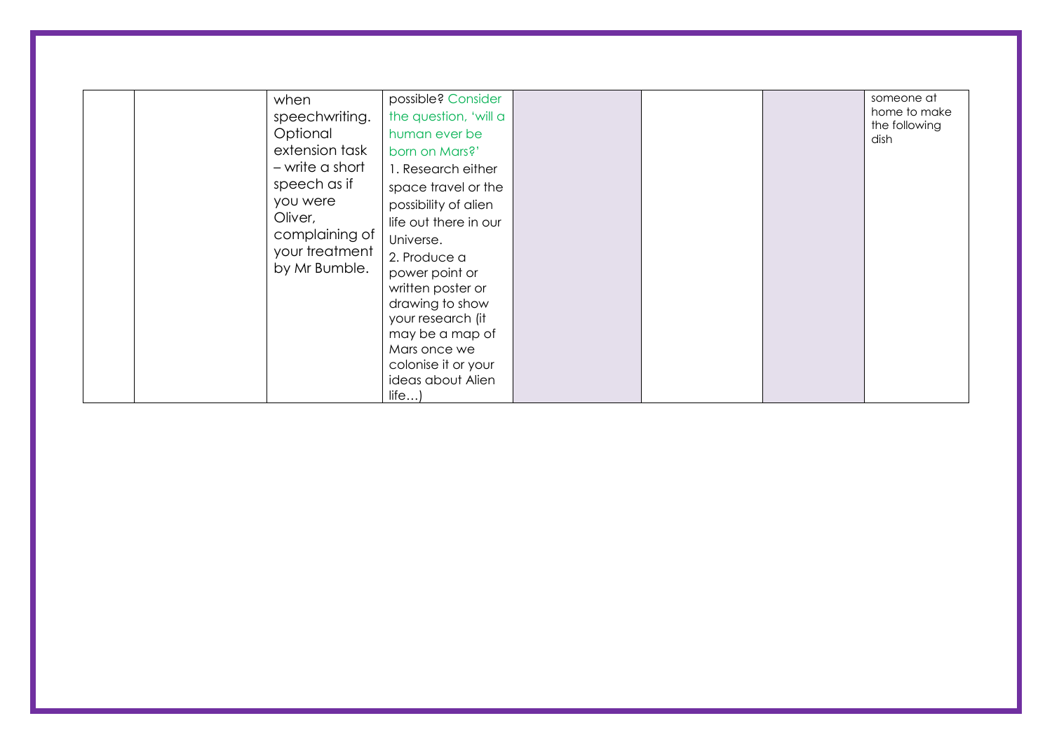| | | | | | | | |
|---|---|---|---|---|---|---|---|
| | | when speechwriting. Optional extension task – write a short speech as if you were Oliver, complaining of your treatment by Mr Bumble. | possible? Consider the question, 'will a human ever be born on Mars?' 1. Research either space travel or the possibility of alien life out there in our Universe. 2. Produce a power point or written poster or drawing to show your research (it may be a map of Mars once we colonise it or your ideas about Alien life…) | | | | someone at home to make the following dish |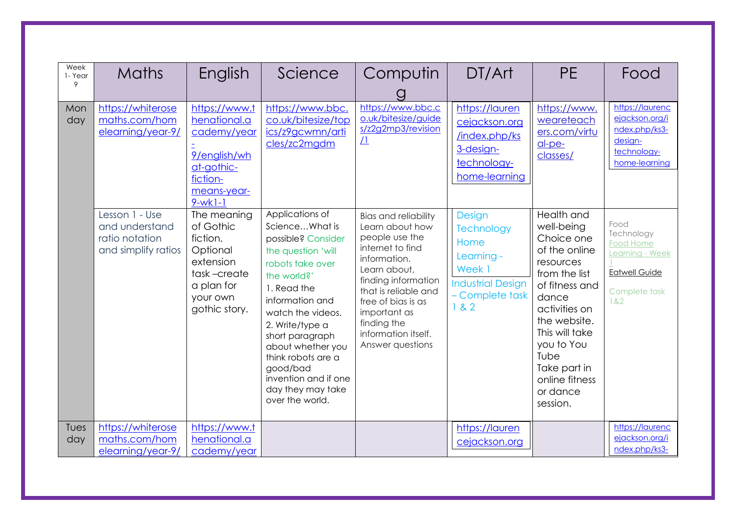| Week 1- Year 9 | Maths | English | Science | Computing | DT/Art | PE | Food |
|---|---|---|---|---|---|---|---|
| Monday | https://whiterosemaths.com/homelearning/year-9/ | https://www.thenational.academy/year-9/english/what-gothic-fiction-means-year-9-wk1-1 | https://www.bbc.co.uk/bitesize/topics/z9gcwmn/articles/zc2mgdm | https://www.bbc.co.uk/bitesize/guides/z2g2mp3/revision/1 | https://laurencejackson.org/index.php/ks3-design-technology-home-learning | https://www.weareteachers.com/virtual-pe-classes/ | https://laurencejackson.org/index.php/ks3-design-technology-home-learning |
| | Lesson 1 - Use and understand ratio notation and simplify ratios | The meaning of Gothic fiction. Optional extension task –create a plan for your own gothic story. | Applications of Science…What is possible? Consider the question 'will robots take over the world?' 1. Read the information and watch the videos. 2. Write/type a short paragraph about whether you think robots are a good/bad invention and if one day they may take over the world. | Bias and reliability Learn about how people use the internet to find information. Learn about, finding information that is reliable and free of bias is as important as finding the information itself. Answer questions | Design Technology Home Learning - Week 1 Industrial Design – Complete task 1 & 2 | Health and well-being Choice one of the online resources from the list of fitness and dance activities on the website. This will take you to You Tube Take part in online fitness or dance session. | Food Technology Food Home Learning - Week 1 Eatwell Guide Complete task 1&2 |
| Tuesday | https://whiterosemaths.com/homelearning/year-9/ | https://www.thenational.academy/year | | | https://laurencejackson.org | | https://laurencejackson.org/index.php/ks3- |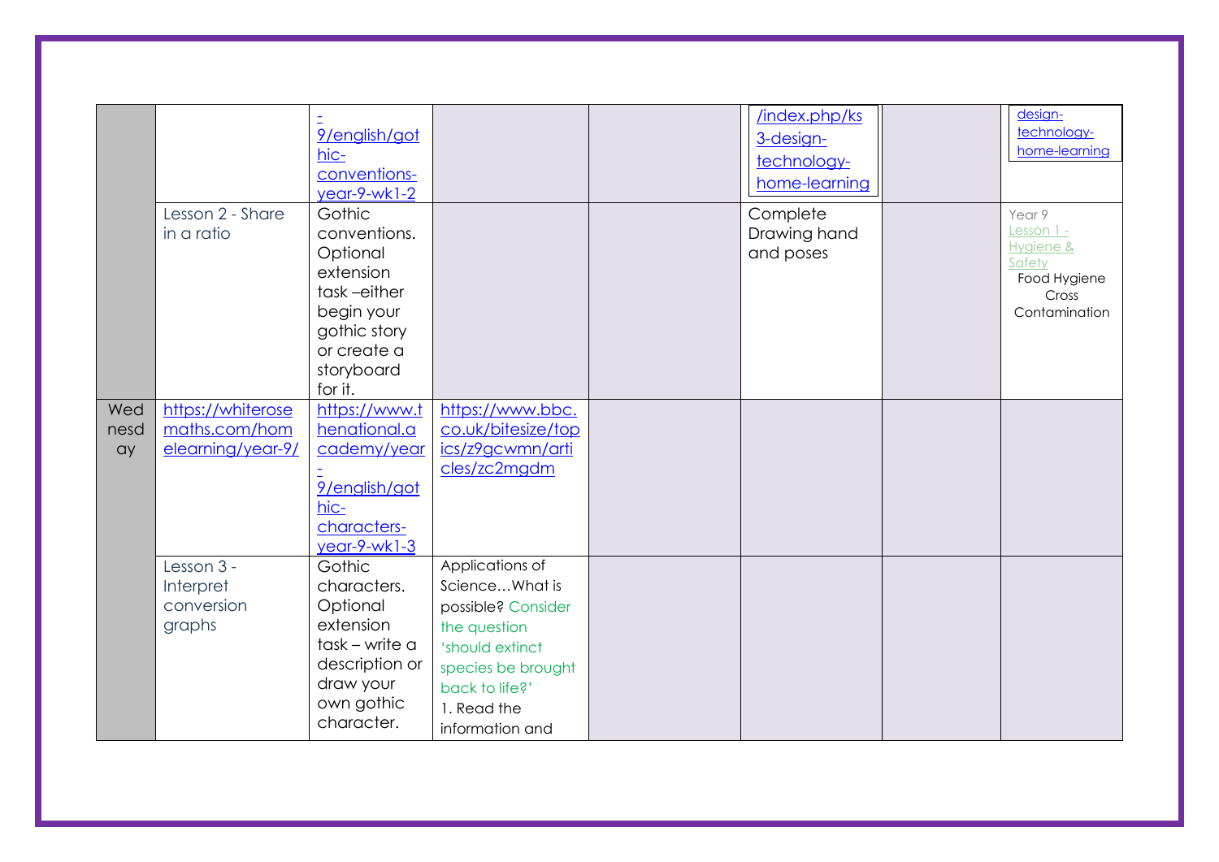| | | | | | | | |
|---|---|---|---|---|---|---|---|
| | | -9/english/gothic-conventions-year-9-wk1-2 | | | /index.php/ks3-design-technology-home-learning | | design-technology-home-learning |
| | Lesson 2 - Share in a ratio | Gothic conventions. Optional extension task –either begin your gothic story or create a storyboard for it. | | | Complete Drawing hand and poses | | Year 9 Lesson 1 - Hygiene & Safety Food Hygiene Cross Contamination |
| Wednesday | https://whiterosemaths.com/homelearning/year-9/ | https://www.thenational.academy/year-9/english/gothic-characters-year-9-wk1-3 | https://www.bbc.co.uk/bitesize/topics/z9gcwmn/articles/zc2mgdm | | | | |
| | Lesson 3 - Interpret conversion graphs | Gothic characters. Optional extension task – write a description or draw your own gothic character. | Applications of Science…What is possible? Consider the question 'should extinct species be brought back to life?' 1. Read the information and | | | | |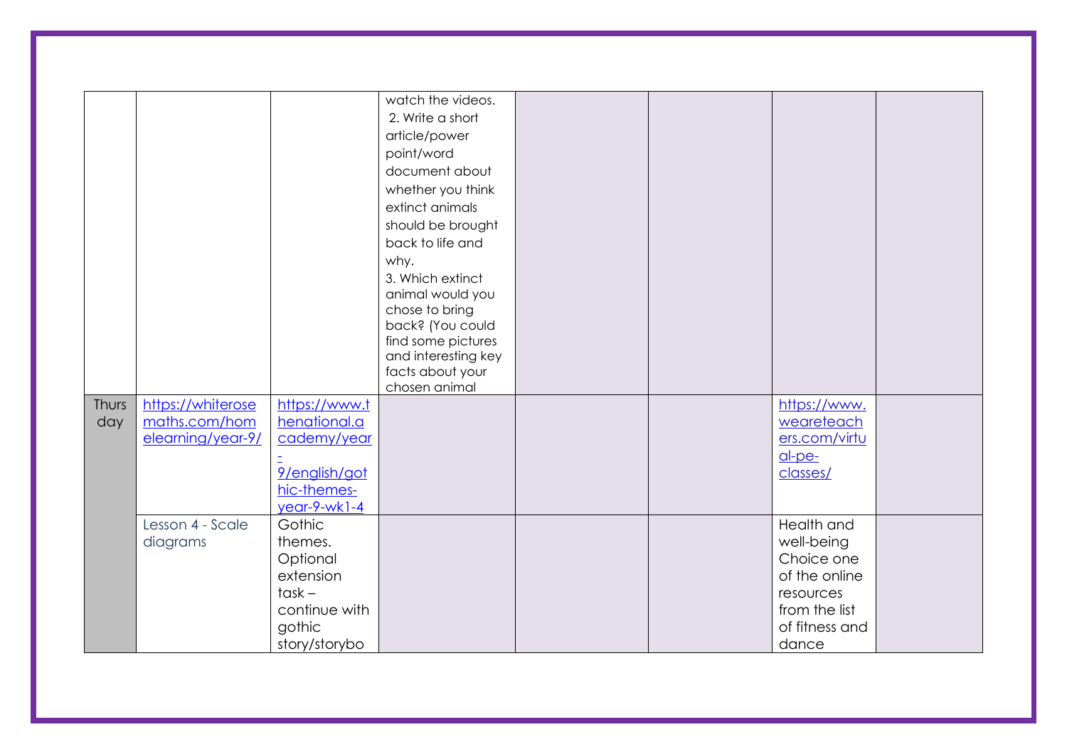| | | | | | | | |
|---|---|---|---|---|---|---|---|
| | | | watch the videos. 2. Write a short article/power point/word document about whether you think extinct animals should be brought back to life and why. 3. Which extinct animal would you chose to bring back? (You could find some pictures and interesting key facts about your chosen animal | | | | |
| Thursday | https://whiterosemaths.com/homelearning/year-9/ | https://www.thenational.academy/year-9/english/gothic-themes-year-9-wk1-4 | | | | https://www.weareteachers.com/virtual-pe-classes/ | |
| | Lesson 4 - Scale diagrams | Gothic themes. Optional extension task – continue with gothic story/storybo | | | | Health and well-being Choice one of the online resources from the list of fitness and dance | |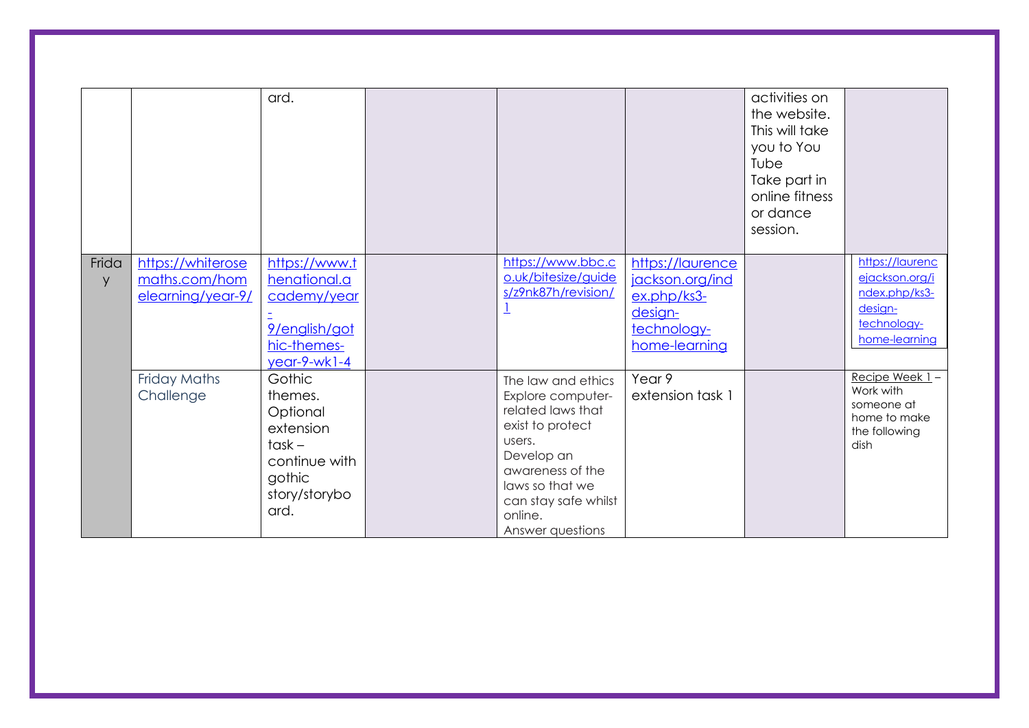| | | | | | | | |
|---|---|---|---|---|---|---|---|
| | | ard. | | | | activities on the website. This will take you to You Tube Take part in online fitness or dance session. | |
| Friday | https://whiterosemaths.com/homelearning/year-9/ | https://www.thenational.academy/year-9/english/gothic-themes-year-9-wk1-4 | | https://www.bbc.co.uk/bitesize/guides/z9nk87h/revision/1 | https://laurencejackson.org/index.php/ks3-design-technology-home-learning | | https://laurencejackson.org/index.php/ks3-design-technology-home-learning |
| | Friday Maths Challenge | Gothic themes. Optional extension task – continue with gothic story/storyboard. | | The law and ethics Explore computer-related laws that exist to protect users. Develop an awareness of the laws so that we can stay safe whilst online. Answer questions | Year 9 extension task 1 | | Recipe Week 1 – Work with someone at home to make the following dish |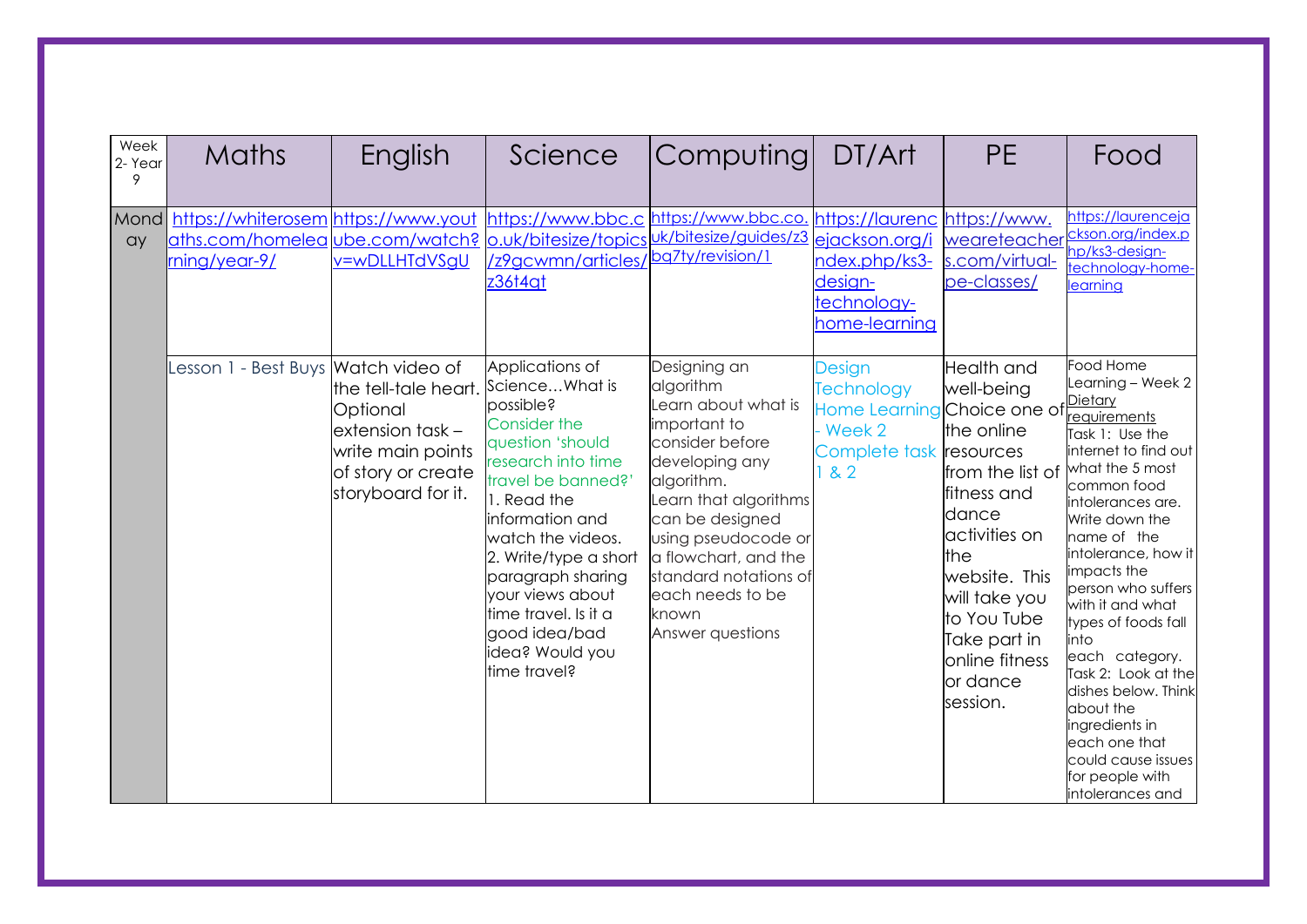| Week 2- Year 9 | Maths | English | Science | Computing | DT/Art | PE | Food |
|---|---|---|---|---|---|---|---|
| Monday | https://whiterosemaths.com/homelearning/year-9/ | https://www.youtube.com/watch?v=wDLLHTdVSgU | https://www.bbc.co.uk/bitesize/topics/z9gcwmn/articles/z36t4qt | https://www.bbc.co.uk/bitesize/guides/z3bq7ty/revision/1 | https://laurencejackson.org/index.php/ks3-design-technology-home-learning | https://www.weareteachers.com/virtual-pe-classes/ | https://laurencejackson.org/index.php/ks3-design-technology-home-learning |
| | Lesson 1 - Best Buys | Watch video of the tell-tale heart. Optional extension task – write main points of story or create storyboard for it. | Applications of Science…What is possible? Consider the question 'should research into time travel be banned?' 1. Read the information and watch the videos. 2. Write/type a short paragraph sharing your views about time travel. Is it a good idea/bad idea? Would you time travel? | Designing an algorithm Learn about what is important to consider before developing any algorithm. Learn that algorithms can be designed using pseudocode or a flowchart, and the standard notations of each needs to be known Answer questions | Design Technology Home Learning - Week 2 Complete task 1 & 2 | Health and well-being Choice one of the online resources from the list of fitness and dance activities on the website. This will take you to You Tube Take part in online fitness or dance session. | Food Home Learning – Week 2 Dietary requirements Task 1: Use the internet to find out what the 5 most common food intolerances are. Write down the name of the intolerance, how it impacts the person who suffers with it and what types of foods fall into each category. Task 2: Look at the dishes below. Think about the ingredients in each one that could cause issues for people with intolerances and |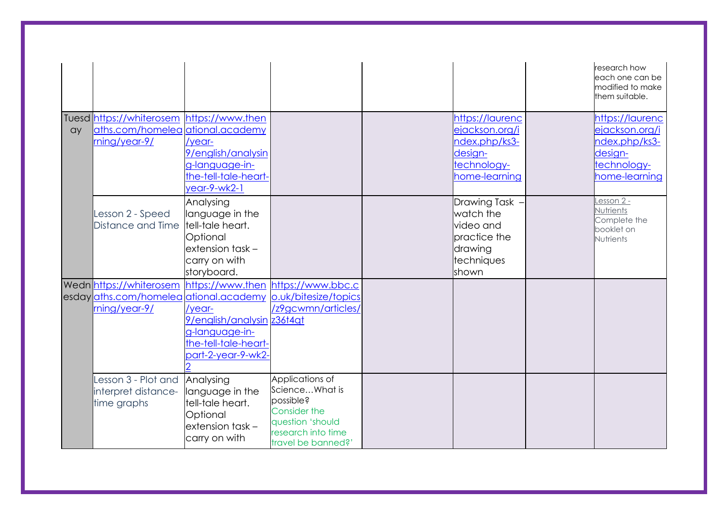| | | | | | | | |
|---|---|---|---|---|---|---|---|
| | | | | | | | research how each one can be modified to make them suitable. |
| Tuesday | https://whiterosemaths.com/homelearning/year-9/ | https://www.thenational.academy/year-9/english/analysing-language-in-the-tell-tale-heart-year-9-wk2-1 | | | https://laurencejackson.org/index.php/ks3-design-technology-home-learning | | https://laurencejackson.org/index.php/ks3-design-technology-home-learning |
| | Lesson 2 - Speed Distance and Time | Analysing language in the tell-tale heart. Optional extension task – carry on with storyboard. | | | Drawing Task – watch the video and practice the drawing techniques shown | | Lesson 2 - Nutrients Complete the booklet on Nutrients |
| Wednesday | https://whiterosemaths.com/homelearning/year-9/ | https://www.thenational.academy/year-9/english/analysing-language-in-the-tell-tale-heart-part-2-year-9-wk2-2 | https://www.bbc.co.uk/bitesize/topics/z9gcwmn/articles/z36t4qt | | | | |
| | Lesson 3 - Plot and interpret distance-time graphs | Analysing language in the tell-tale heart. Optional extension task – carry on with | Applications of Science…What is possible? Consider the question 'should research into time travel be banned?' | | | | |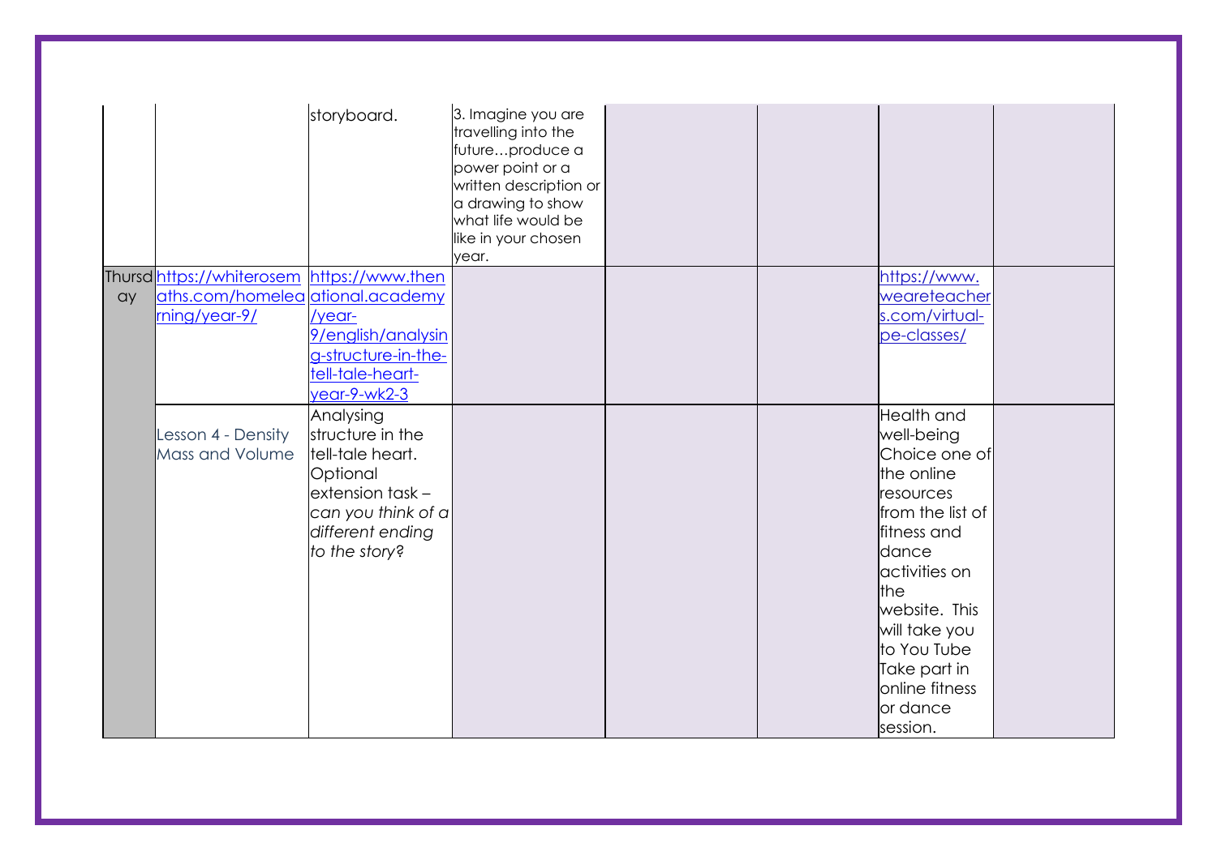| | | | | | | | |
|---|---|---|---|---|---|---|---|
| | | storyboard. | 3. Imagine you are travelling into the future…produce a power point or a written description or a drawing to show what life would be like in your chosen year. | | | | |
| Thursday | https://whiterosemaths.com/homelearning/year-9/ | https://www.thenational.academy/year-9/english/analysing-structure-in-the-tell-tale-heart-year-9-wk2-3 | | | | https://www.weareteachers.com/virtual-pe-classes/ | |
| | Lesson 4 - Density Mass and Volume | Analysing structure in the tell-tale heart. Optional extension task – *can you think of a different ending to the story?* | | | | Health and well-being Choice one of the online resources from the list of fitness and dance activities on the website. This will take you to You Tube Take part in online fitness or dance session. | |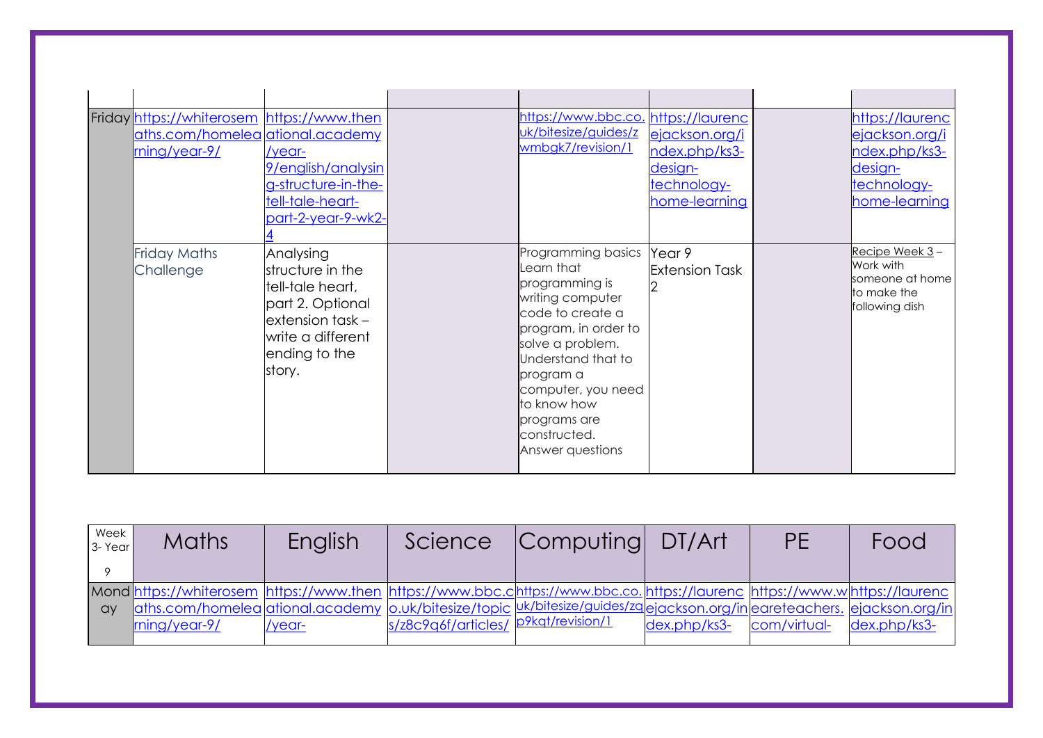| | | | | | | | |
|---|---|---|---|---|---|---|---|
| Friday | https://whiterosemaths.com/homelearning/year-9/ | https://www.thenational.academy/year-9/english/analysing-structure-in-the-tell-tale-heart-part-2-year-9-wk2-4 | | https://www.bbc.co.uk/bitesize/guides/zwmbgk7/revision/1 | https://laurencejackson.org/index.php/ks3-design-technology-home-learning | | https://laurencejackson.org/index.php/ks3-design-technology-home-learning |
| | Friday Maths Challenge | Analysing structure in the tell-tale heart, part 2. Optional extension task – write a different ending to the story. | | Programming basics Learn that programming is writing computer code to create a program, in order to solve a problem. Understand that to program a computer, you need to know how programs are constructed. Answer questions | Year 9 Extension Task 2 | | Recipe Week 3 – Work with someone at home to make the following dish |

| Week 3- Year 9 | Maths | English | Science | Computing | DT/Art | PE | Food |
|---|---|---|---|---|---|---|---|
| Monday | https://whiterosemaths.com/homelearning/year-9/ | https://www.thenational.academy/year- | https://www.bbc.co.uk/bitesize/topics/z8c9q6f/articles/ | https://www.bbc.co.uk/bitesize/guides/zqp9kqt/revision/1 | https://laurencejackson.org/index.php/ks3- | https://www.weareteachers.com/virtual- | https://laurencejackson.org/index.php/ks3- |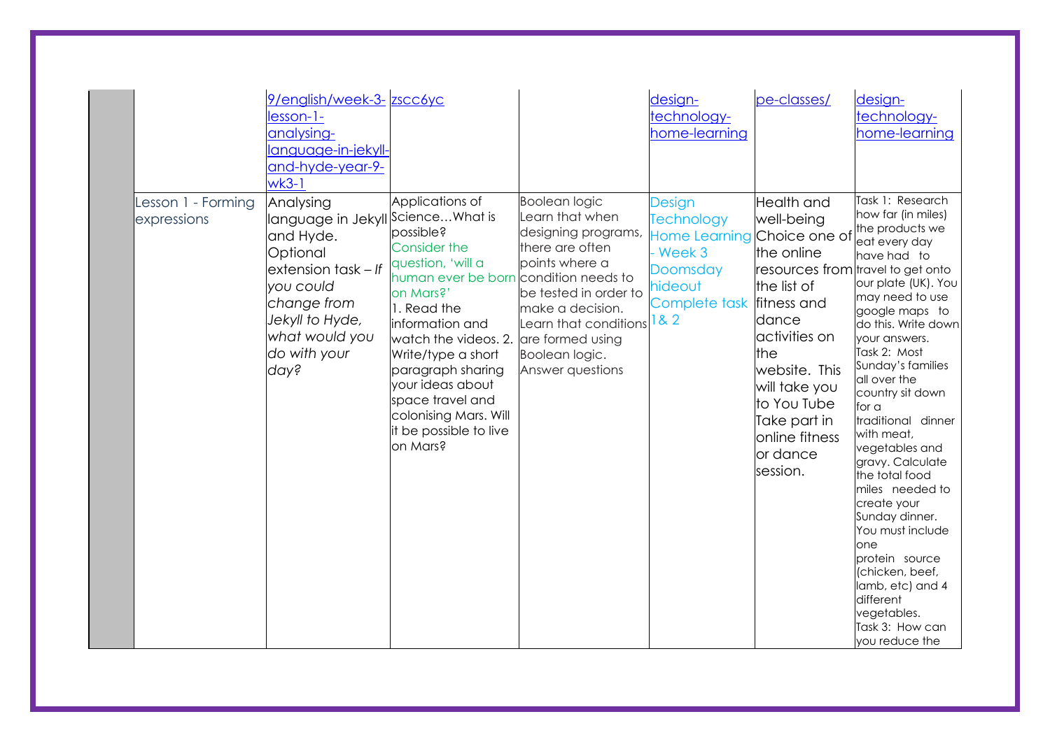| | | | | | | | |
|---|---|---|---|---|---|---|---|
| | | 9/english/week-3-lesson-1-analysing-language-in-jekyll-and-hyde-year-9-wk3-1 | zscc6yc | | design-technology-home-learning | pe-classes/ | design-technology-home-learning |
| | Lesson 1 - Forming expressions | Analysing language in Jekyll and Hyde. Optional extension task – *If you could change from Jekyll to Hyde, what would you do with your day?* | Applications of Science…What is possible? Consider the question, 'will a human ever be born on Mars?' 1. Read the information and watch the videos. 2. Write/type a short paragraph sharing your ideas about space travel and colonising Mars. Will it be possible to live on Mars? | Boolean logic Learn that when designing programs, there are often points where a condition needs to be tested in order to make a decision. Learn that conditions are formed using Boolean logic. Answer questions | Design Technology Home Learning - Week 3 Doomsday hideout Complete task 1& 2 | Health and well-being Choice one of the online resources from the list of fitness and dance activities on the website. This will take you to You Tube Take part in online fitness or dance session. | Task 1: Research how far (in miles) the products we eat every day have had to travel to get onto our plate (UK). You may need to use google maps to do this. Write down your answers. Task 2: Most Sunday's families all over the country sit down for a traditional dinner with meat, vegetables and gravy. Calculate the total food miles needed to create your Sunday dinner. You must include one protein source (chicken, beef, lamb, etc) and 4 different vegetables. Task 3: How can you reduce the |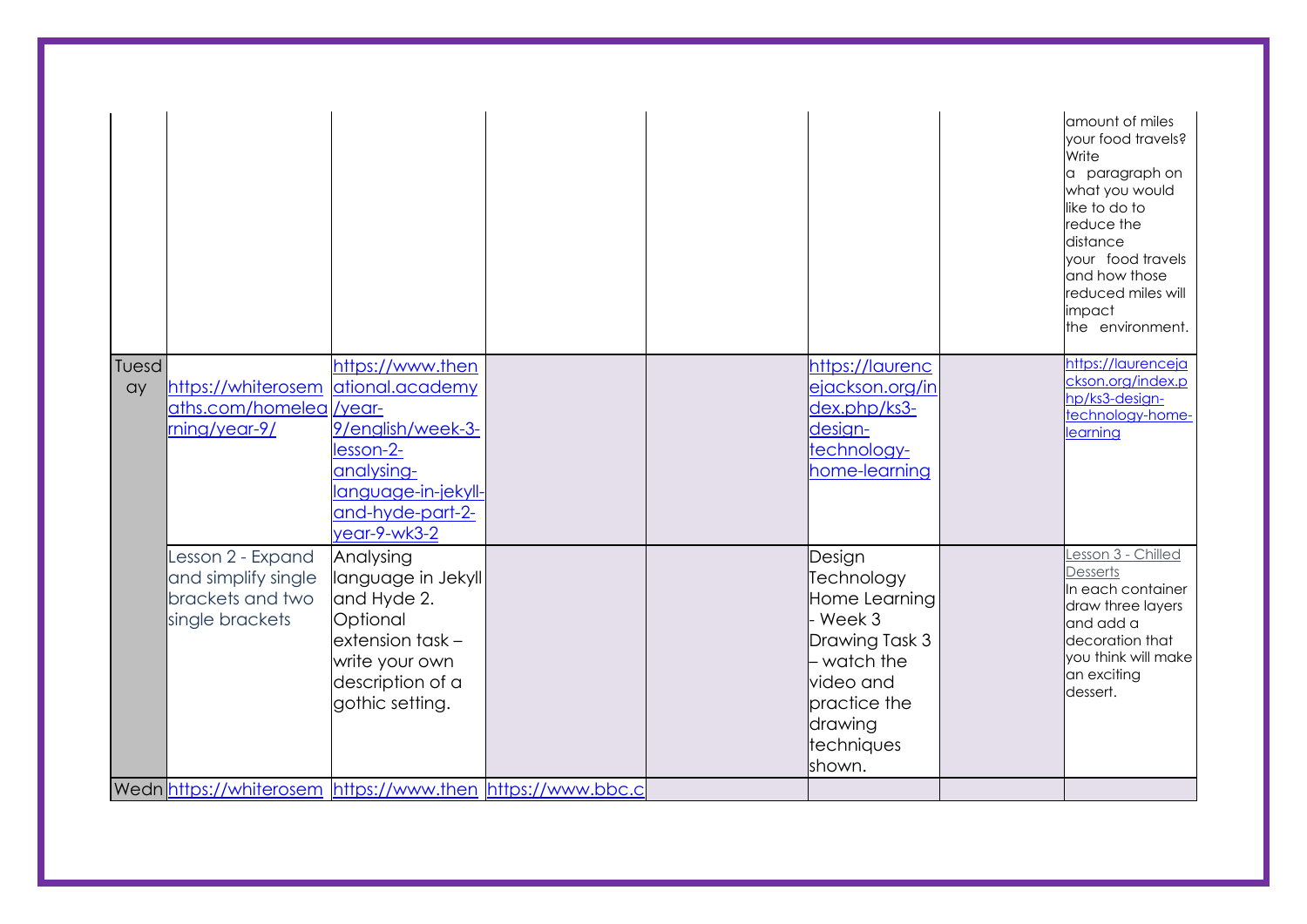| | | | | | | | | |
|---|---|---|---|---|---|---|---|---|
| | | | | | | | | amount of miles your food travels? Write a paragraph on what you would like to do to reduce the distance your food travels and how those reduced miles will impact the environment. |
| Tuesday | https://whiterosemaths.com/homelearning/year-9/ | https://www.thenational.academy/year-9/english/week-3-lesson-2-analysing-language-in-jekyll-and-hyde-part-2-year-9-wk3-2 | | | https://laurencejackson.org/index.php/ks3-design-technology-home-learning | | https://laurencejackson.org/index.php/ks3-design-technology-home-learning |
| | Lesson 2 - Expand and simplify single brackets and two single brackets | Analysing language in Jekyll and Hyde 2. Optional extension task – write your own description of a gothic setting. | | | Design Technology Home Learning - Week 3 Drawing Task 3 – watch the video and practice the drawing techniques shown. | | Lesson 3 - Chilled Desserts In each container draw three layers and add a decoration that you think will make an exciting dessert. |
| Wedn | https://whiterosem | https://www.then | https://www.bbc.c | | | | |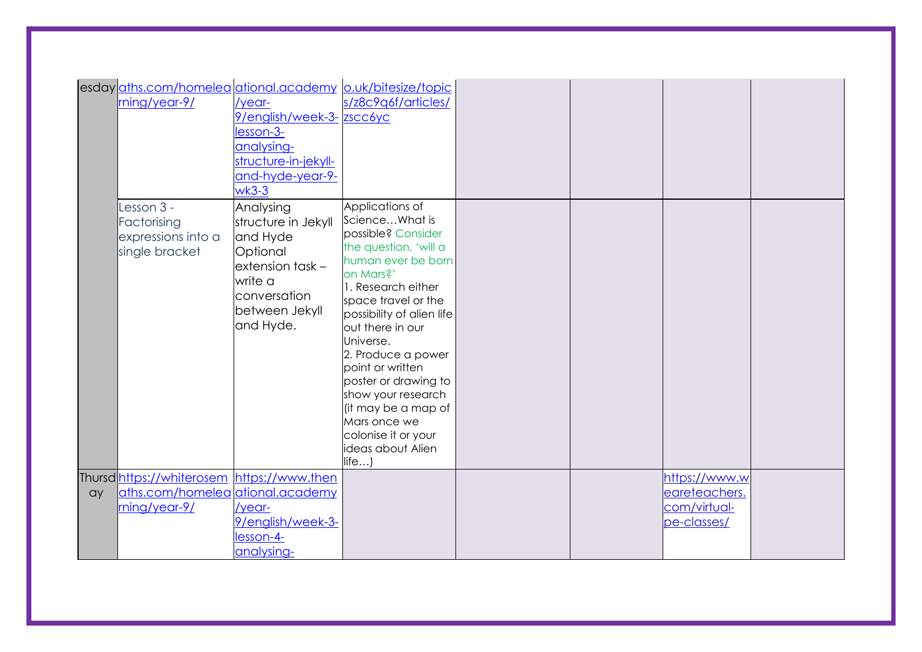| | | | | | | | |
|---|---|---|---|---|---|---|---|
| esday | aths.com/homelearning/year-9/ | ational.academy/year-9/english/week-3-lesson-3-analysing-structure-in-jekyll-and-hyde-year-9-wk3-3 | o.uk/bitesize/topics/z8c9q6f/articles/zscc6yc | | | | |
| | Lesson 3 - Factorising expressions into a single bracket | Analysing structure in Jekyll and Hyde Optional extension task – write a conversation between Jekyll and Hyde. | Applications of Science…What is possible? Consider the question, 'will a human ever be born on Mars?' 1. Research either space travel or the possibility of alien life out there in our Universe. 2. Produce a power point or written poster or drawing to show your research (it may be a map of Mars once we colonise it or your ideas about Alien life…) | | | | |
| Thursday | https://whiterosemaths.com/homelearning/year-9/ | https://www.thenational.academy/year-9/english/week-3-lesson-4-analysing- | | | | https://www.weareteachers.com/virtual-pe-classes/ | |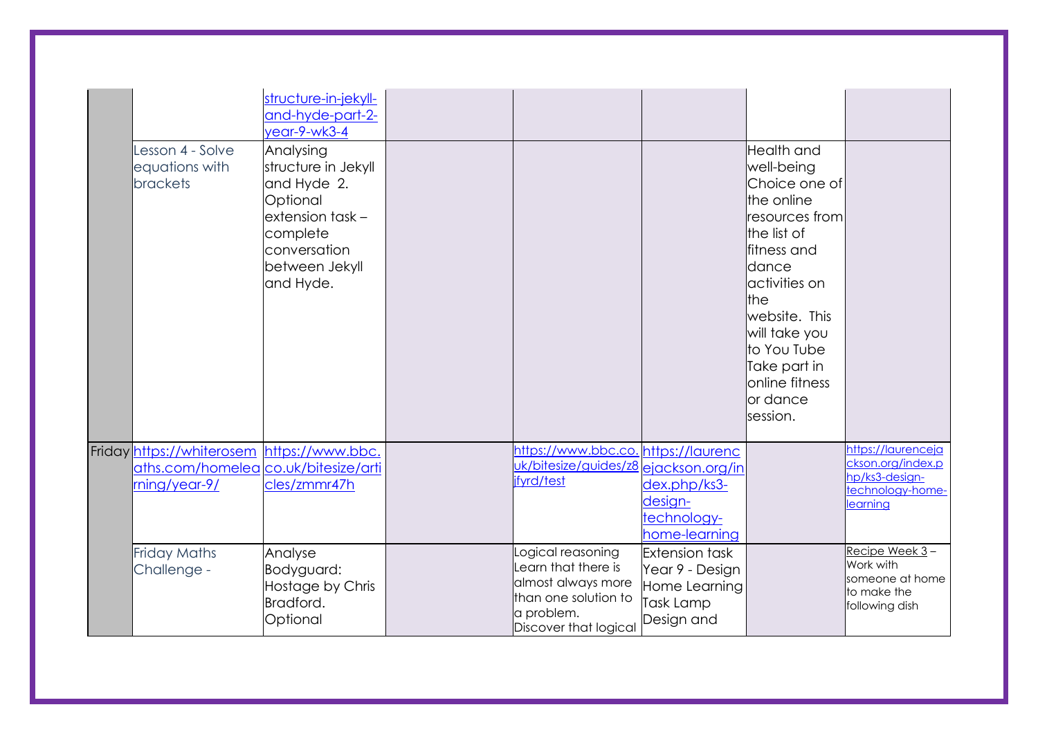| | | | | | | | |
|---|---|---|---|---|---|---|---|
| | | structure-in-jekyll-and-hyde-part-2-year-9-wk3-4 | | | | | |
| | Lesson 4 - Solve equations with brackets | Analysing structure in Jekyll and Hyde 2. Optional extension task – complete conversation between Jekyll and Hyde. | | | | Health and well-being Choice one of the online resources from the list of fitness and dance activities on the website. This will take you to You Tube Take part in online fitness or dance session. | |
| Friday | https://whiterosemaths.com/homelearning/year-9/ | https://www.bbc.co.uk/bitesize/articles/zmmr47h | | https://www.bbc.co.uk/bitesize/guides/z8jfyrd/test | https://laurencejackson.org/index.php/ks3-design-technology-home-learning | | https://laurencejackson.org/index.php/ks3-design-technology-home-learning |
| | Friday Maths Challenge - | Analyse Bodyguard: Hostage by Chris Bradford. Optional | | Logical reasoning Learn that there is almost always more than one solution to a problem. Discover that logical | Extension task Year 9 - Design Home Learning Task Lamp Design and | | Recipe Week 3 – Work with someone at home to make the following dish |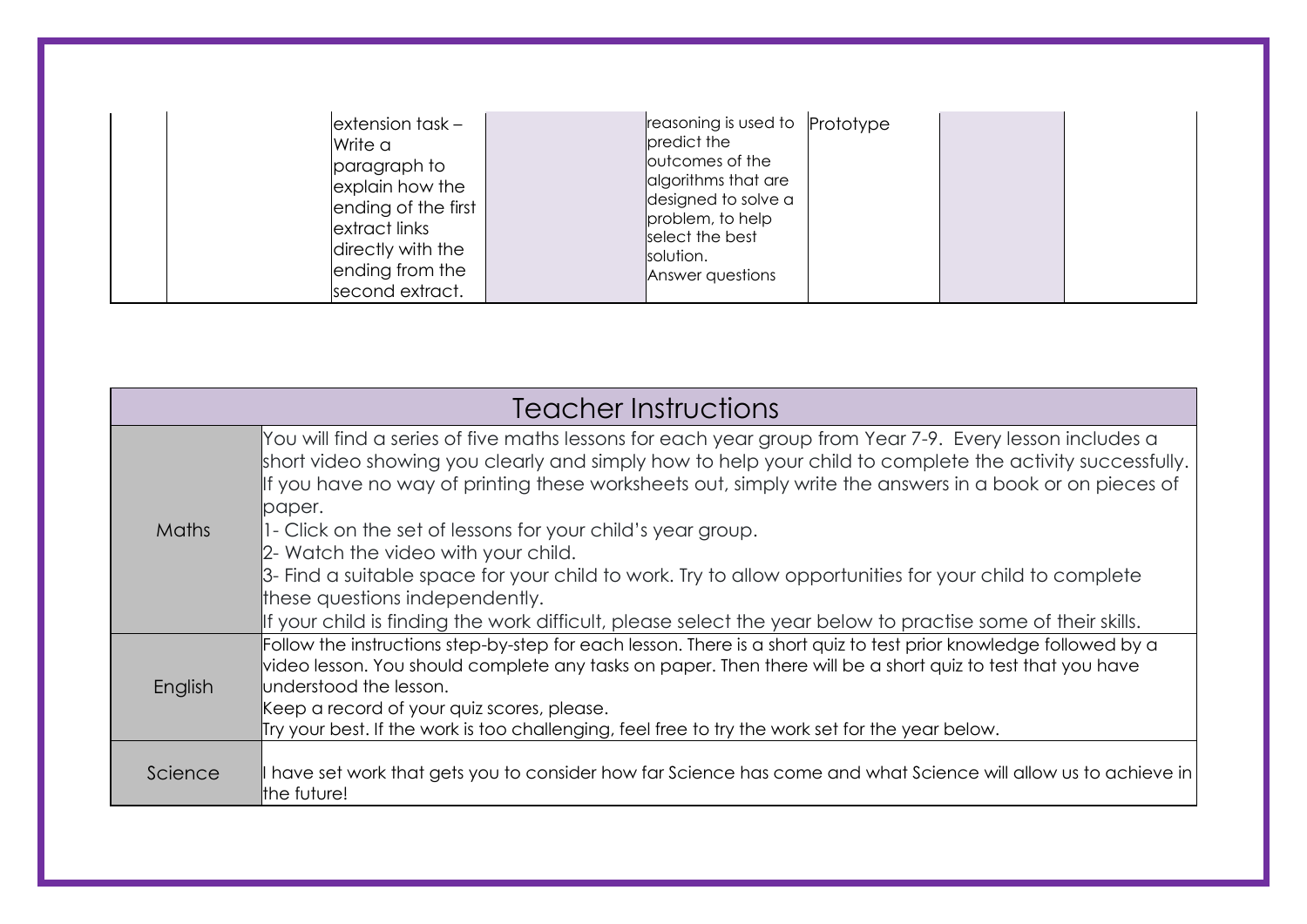| | | | | | | | | |
|---|---|---|---|---|---|---|---|---|
| | | extension task – Write a paragraph to explain how the ending of the first extract links directly with the ending from the second extract. | | reasoning is used to predict the outcomes of the algorithms that are designed to solve a problem, to help select the best solution. Answer questions | Prototype | | |

| Teacher Instructions | |
|---|---|
| Maths | You will find a series of five maths lessons for each year group from Year 7-9. Every lesson includes a short video showing you clearly and simply how to help your child to complete the activity successfully. If you have no way of printing these worksheets out, simply write the answers in a book or on pieces of paper.<br>1- Click on the set of lessons for your child's year group.<br>2- Watch the video with your child.<br>3- Find a suitable space for your child to work. Try to allow opportunities for your child to complete these questions independently.<br>If your child is finding the work difficult, please select the year below to practise some of their skills. |
| English | Follow the instructions step-by-step for each lesson. There is a short quiz to test prior knowledge followed by a video lesson. You should complete any tasks on paper. Then there will be a short quiz to test that you have understood the lesson.<br>Keep a record of your quiz scores, please.<br>Try your best. If the work is too challenging, feel free to try the work set for the year below. |
| Science | I have set work that gets you to consider how far Science has come and what Science will allow us to achieve in the future! |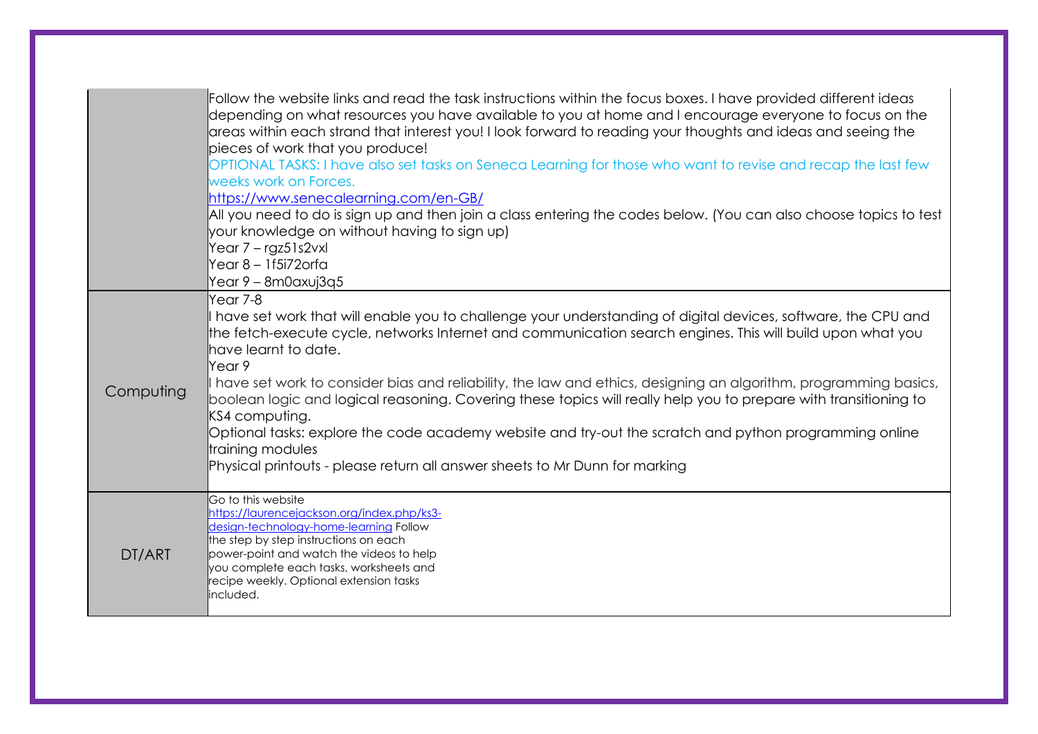| | |
|---|---|
| | Follow the website links and read the task instructions within the focus boxes. I have provided different ideas depending on what resources you have available to you at home and I encourage everyone to focus on the areas within each strand that interest you! I look forward to reading your thoughts and ideas and seeing the pieces of work that you produce!<br>OPTIONAL TASKS: I have also set tasks on Seneca Learning for those who want to revise and recap the last few weeks work on Forces.<br>https://www.senecalearning.com/en-GB/<br>All you need to do is sign up and then join a class entering the codes below. (You can also choose topics to test your knowledge on without having to sign up)<br>Year 7 – rgz51s2vxl<br>Year 8 – 1f5i72orfa<br>Year 9 – 8m0axuj3q5 |
| Computing | Year 7-8<br>I have set work that will enable you to challenge your understanding of digital devices, software, the CPU and the fetch-execute cycle, networks Internet and communication search engines. This will build upon what you have learnt to date.<br>Year 9<br>I have set work to consider bias and reliability, the law and ethics, designing an algorithm, programming basics, boolean logic and logical reasoning. Covering these topics will really help you to prepare with transitioning to KS4 computing.<br>Optional tasks: explore the code academy website and try-out the scratch and python programming online training modules<br>Physical printouts - please return all answer sheets to Mr Dunn for marking |
| DT/ART | Go to this website<br>https://laurencejackson.org/index.php/ks3-design-technology-home-learning Follow the step by step instructions on each power-point and watch the videos to help you complete each tasks, worksheets and recipe weekly. Optional extension tasks included. |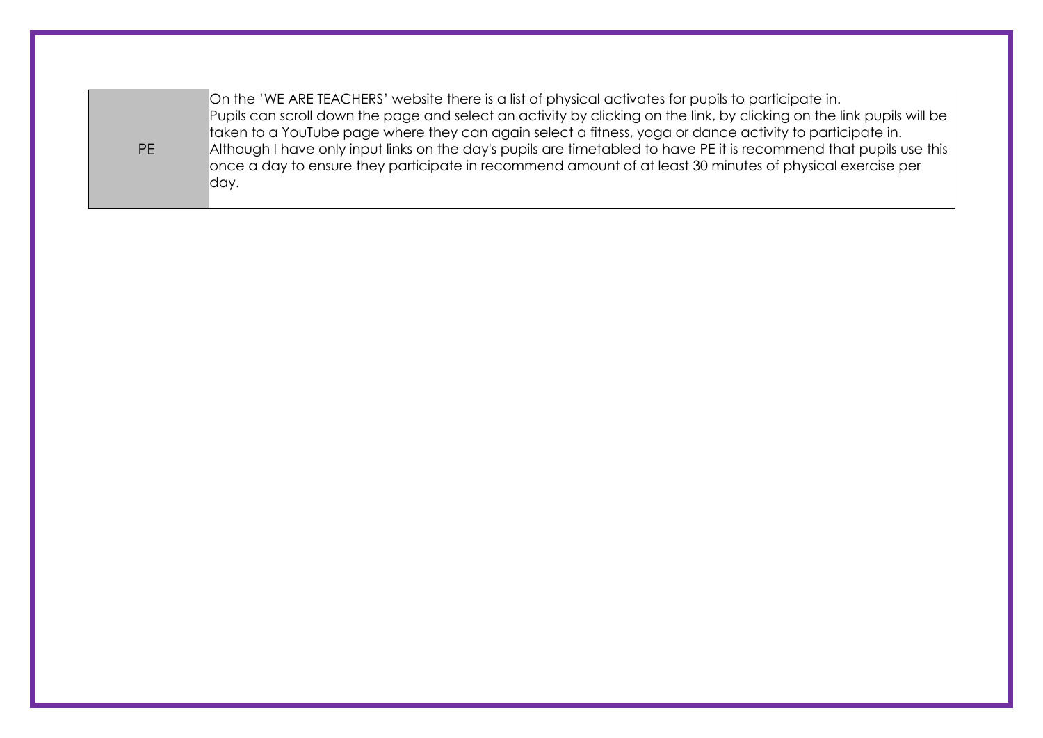| | |
|---|---|
| PE | On the 'WE ARE TEACHERS' website there is a list of physical activates for pupils to participate in.<br>Pupils can scroll down the page and select an activity by clicking on the link, by clicking on the link pupils will be taken to a YouTube page where they can again select a fitness, yoga or dance activity to participate in.<br>Although I have only input links on the day's pupils are timetabled to have PE it is recommend that pupils use this once a day to ensure they participate in recommend amount of at least 30 minutes of physical exercise per day. |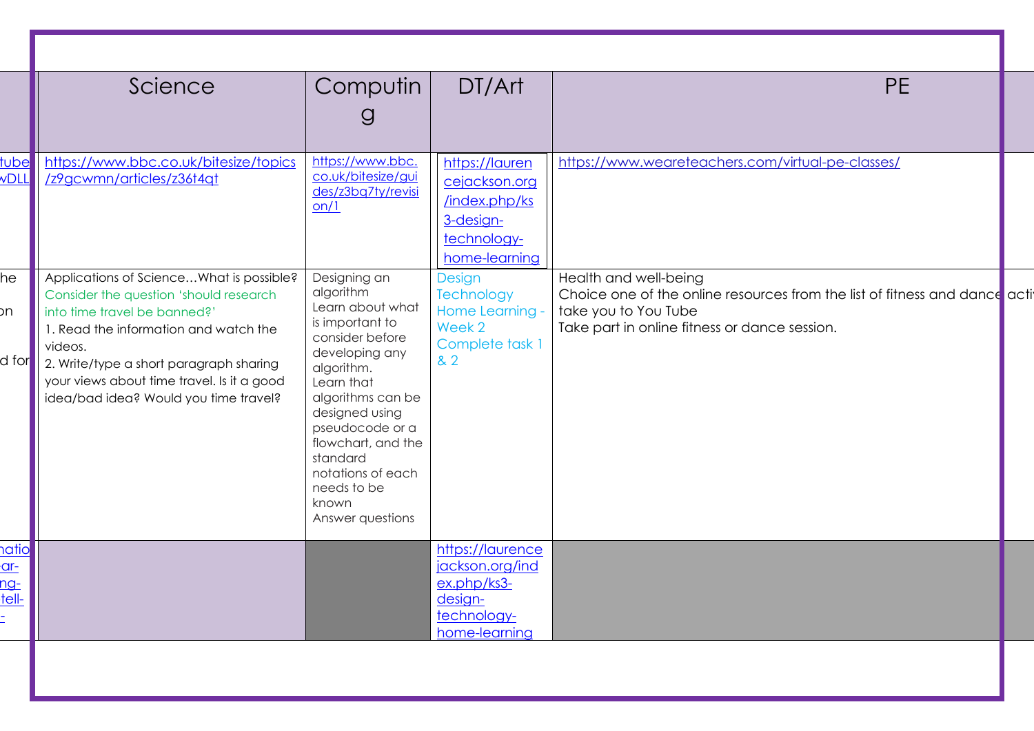| | Science | Computing | DT/Art | PE |
|---|---|---|---|---|
| tube wDLL | https://www.bbc.co.uk/bitesize/topics/z9gcwmn/articles/z36t4qt | https://www.bbc.co.uk/bitesize/guides/z3bq7ty/revision/1 | https://laurencejackson.org/index.php/ks3-design-technology-home-learning | https://www.weareteachers.com/virtual-pe-classes/ |
| he on d for | Applications of Science…What is possible? Consider the question 'should research into time travel be banned?'<br>1. Read the information and watch the videos.<br>2. Write/type a short paragraph sharing your views about time travel. Is it a good idea/bad idea? Would you time travel? | Designing an algorithm<br>Learn about what is important to consider before developing any algorithm.<br>Learn that algorithms can be designed using pseudocode or a flowchart, and the standard notations of each needs to be known<br>Answer questions | Design Technology Home Learning - Week 2 Complete task 1 & 2 | Health and well-being<br>Choice one of the online resources from the list of fitness and dance acti take you to You Tube<br>Take part in online fitness or dance session. |
| natio ar- ng- tell- - | | | https://laurencejackson.org/index.php/ks3-design-technology-home-learning | |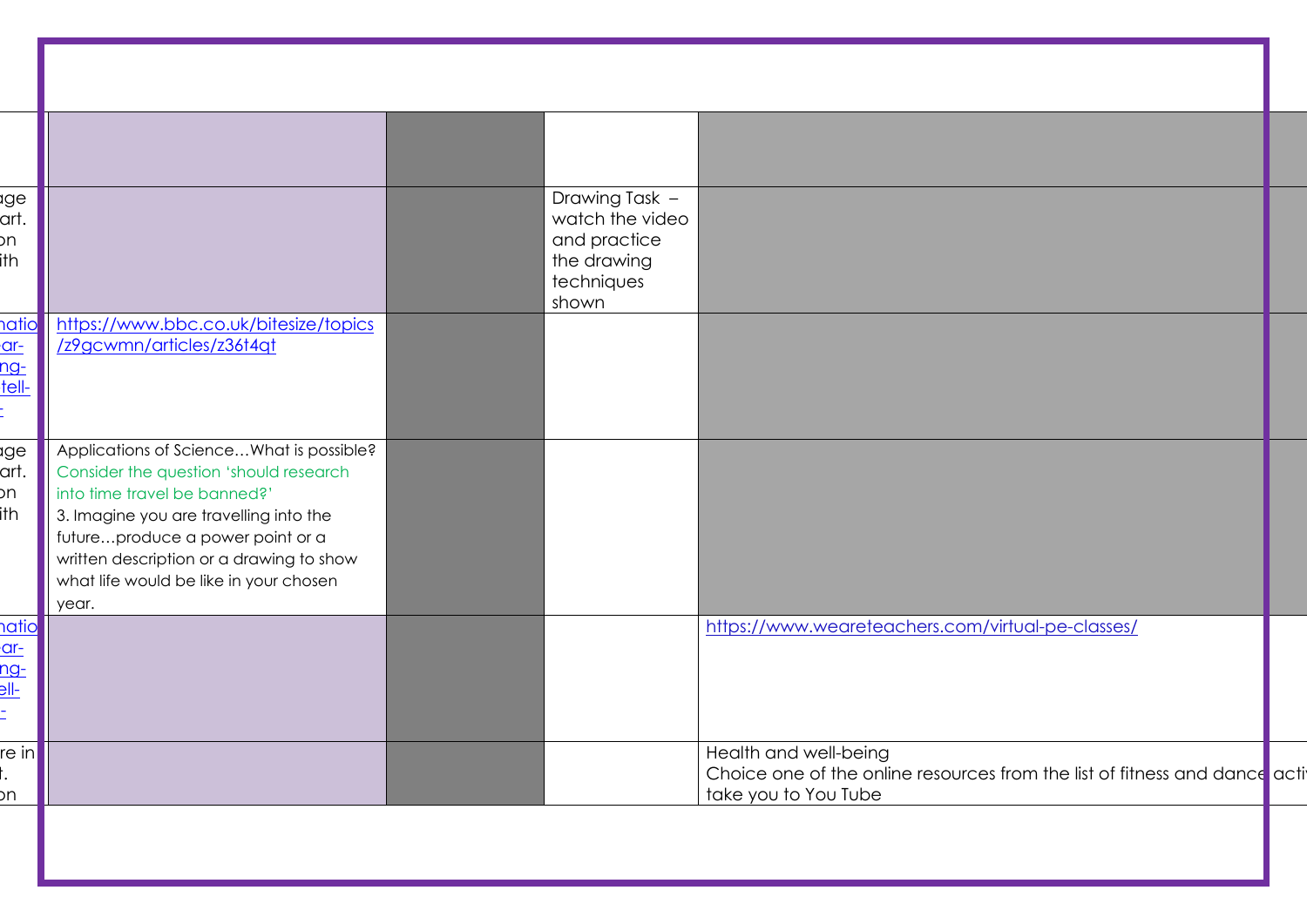| | | | | |
|---|---|---|---|---|
| | | | | |
| ge art. on ith | | | Drawing Task – watch the video and practice the drawing techniques shown | |
| natio ar- ng- tell- | https://www.bbc.co.uk/bitesize/topics/z9gcwmn/articles/z36t4qt | | | |
| ge art. on ith | Applications of Science…What is possible? Consider the question 'should research into time travel be banned?' 3. Imagine you are travelling into the future…produce a power point or a written description or a drawing to show what life would be like in your chosen year. | | | |
| natio ar- ng- ell- | | | | https://www.weareteachers.com/virtual-pe-classes/ |
| re in t. on | | | | Health and well-being Choice one of the online resources from the list of fitness and dance acti take you to You Tube |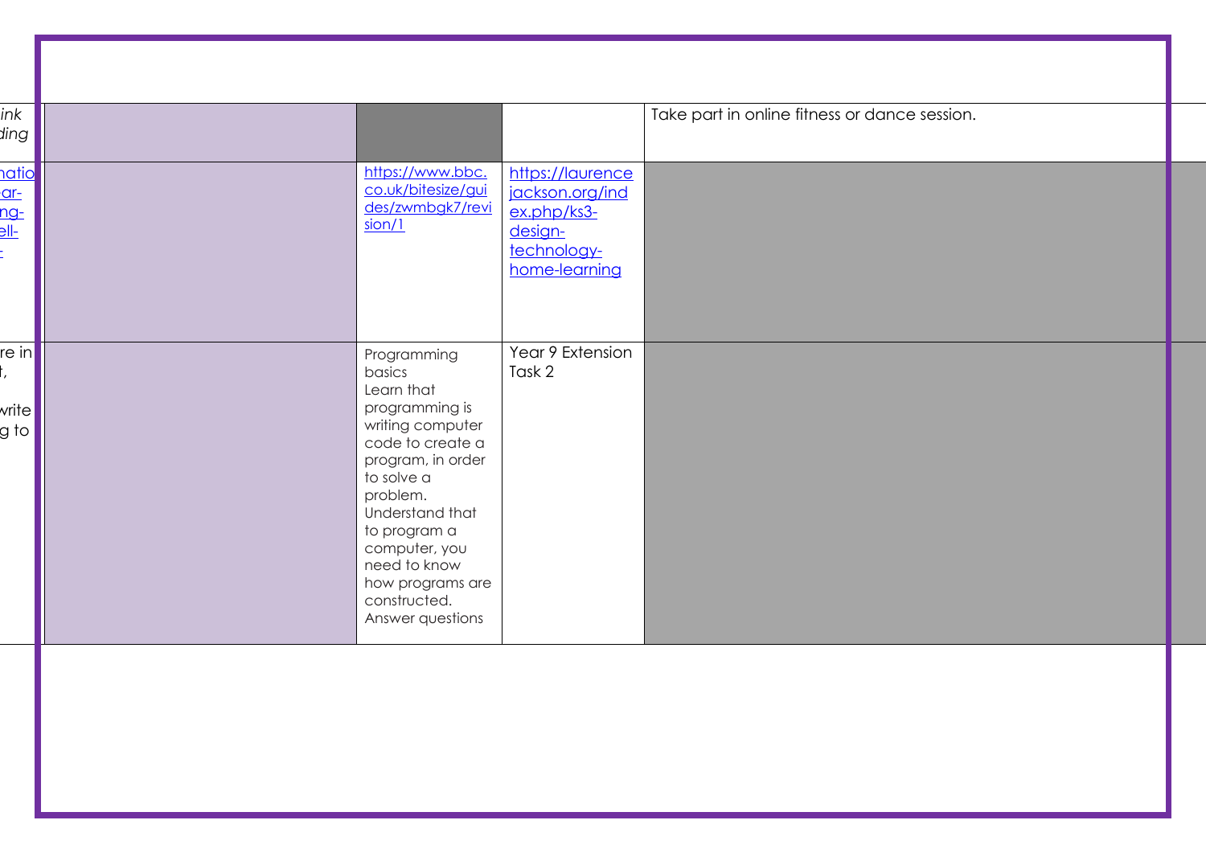| | | | | |
|---|---|---|---|---|
| ink ding | | | | Take part in online fitness or dance session. |
| natio ar- ng- ell- - | | https://www.bbc.co.uk/bitesize/guides/zwmbgk7/revision/1 | https://laurencejackson.org/index.php/ks3-design-technology-home-learning | |
| re in t, write g to | | Programming basics<br>Learn that programming is writing computer code to create a program, in order to solve a problem.<br>Understand that to program a computer, you need to know how programs are constructed.<br>Answer questions | Year 9 Extension Task 2 | |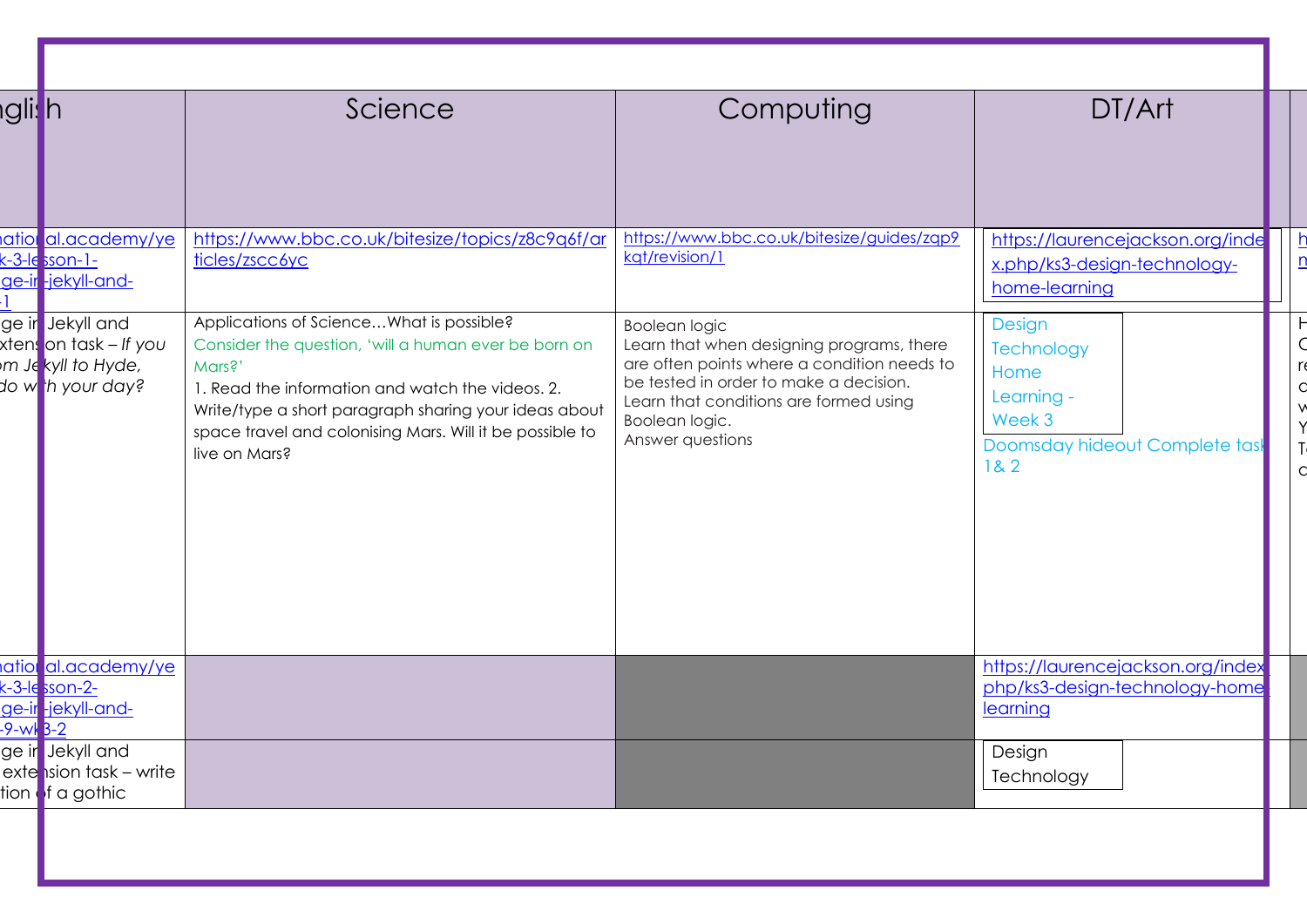| nglish | Science | Computing | DT/Art | |
|---|---|---|---|---|
| national.academy/yek-3-lesson-1-ge-in-jekyll-and--1 | https://www.bbc.co.uk/bitesize/topics/z8c9q6f/articles/zscc6yc | https://www.bbc.co.uk/bitesize/guides/zqp9kqt/revision/1 | https://laurencejackson.org/index.php/ks3-design-technology-home-learning | h n |
| ge in Jekyll and xtension task – *If you om Jekyll to Hyde, do with your day?* | Applications of Science…What is possible? Consider the question, 'will a human ever be born on Mars?' 1. Read the information and watch the videos. 2. Write/type a short paragraph sharing your ideas about space travel and colonising Mars. Will it be possible to live on Mars? | Boolean logic Learn that when designing programs, there are often points where a condition needs to be tested in order to make a decision. Learn that conditions are formed using Boolean logic. Answer questions | Design Technology Home Learning - Week 3 Doomsday hideout Complete task 1& 2 | H C re c w Y T c |
| national.academy/yek-3-lesson-2-ge-in-jekyll-and--9-wk3-2 | | | https://laurencejackson.org/index.php/ks3-design-technology-home-learning | |
| ge in Jekyll and extension task – write tion of a gothic | | | Design Technology | |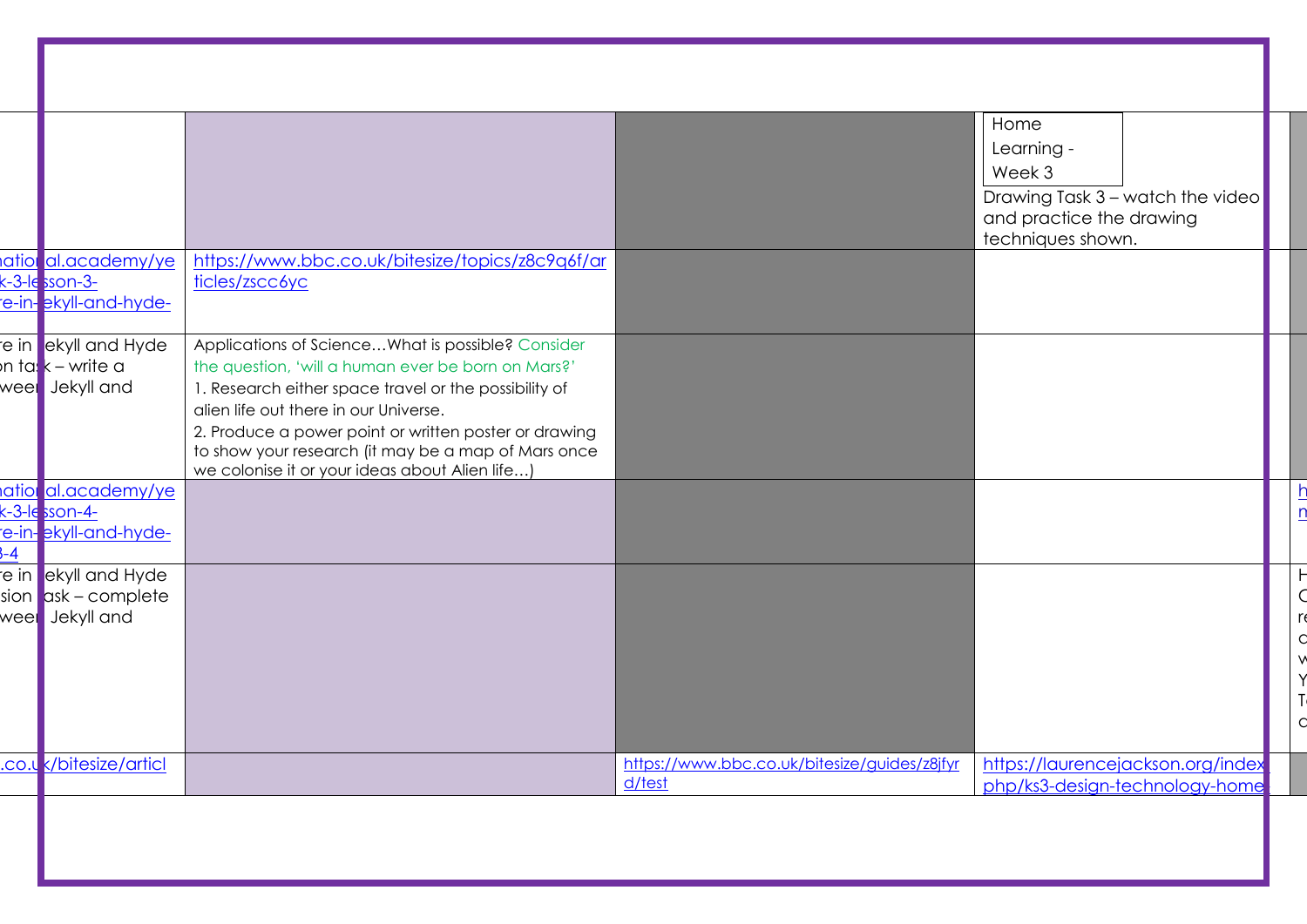| | | | | |
|---|---|---|---|---|
| | | | Home Learning - Week 3<br>Drawing Task 3 – watch the video and practice the drawing techniques shown. | |
| national.academy/ye k-3-lesson-3- re-in-jekyll-and-hyde- | https://www.bbc.co.uk/bitesize/topics/z8c9q6f/articles/zscc6yc | | | |
| re in Jekyll and Hyde on task – write a ween Jekyll and | Applications of Science…What is possible? Consider the question, 'will a human ever be born on Mars?'<br>1. Research either space travel or the possibility of alien life out there in our Universe.<br>2. Produce a power point or written poster or drawing to show your research (it may be a map of Mars once we colonise it or your ideas about Alien life…) | | | |
| national.academy/ye k-3-lesson-4- re-in-jekyll-and-hyde- 3-4 | | | | h n |
| re in Jekyll and Hyde sion task – complete ween Jekyll and | | | | H C r c w Y T c |
| .co.uk/bitesize/articl | | https://www.bbc.co.uk/bitesize/guides/z8jfyrd/test | https://laurencejackson.org/index.php/ks3-design-technology-home | |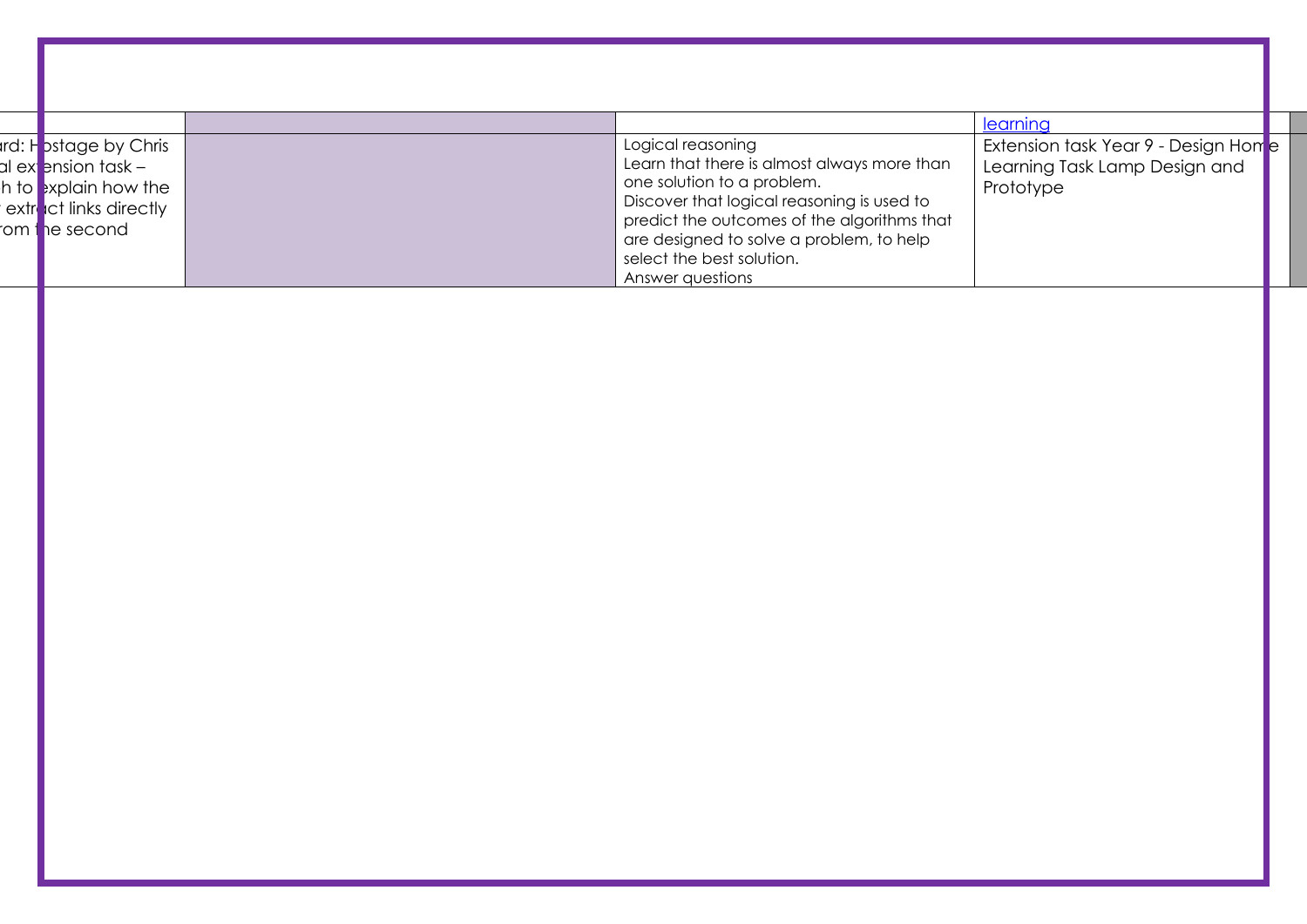| | | | | |
|---|---|---|---|---|
| | | | learning | |
| rd: Hostage by Chris al extension task – h to explain how the extract links directly rom the second | | Logical reasoning<br>Learn that there is almost always more than one solution to a problem.<br>Discover that logical reasoning is used to predict the outcomes of the algorithms that are designed to solve a problem, to help select the best solution.<br>Answer questions | Extension task Year 9 - Design Home Learning Task Lamp Design and Prototype | |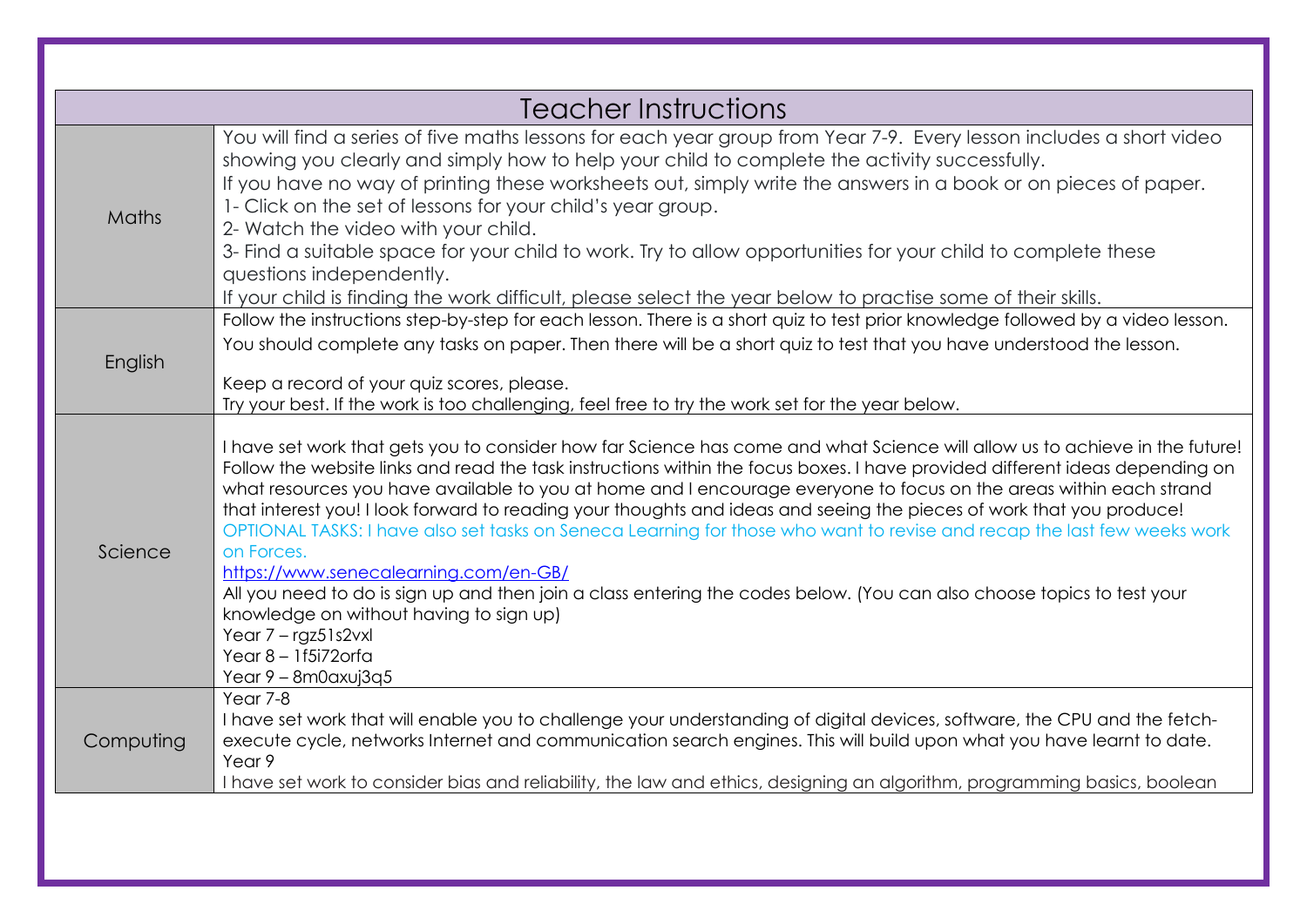| Teacher Instructions | |
|---|---|
| Maths | You will find a series of five maths lessons for each year group from Year 7-9. Every lesson includes a short video showing you clearly and simply how to help your child to complete the activity successfully.<br>If you have no way of printing these worksheets out, simply write the answers in a book or on pieces of paper.<br>1- Click on the set of lessons for your child's year group.<br>2- Watch the video with your child.<br>3- Find a suitable space for your child to work. Try to allow opportunities for your child to complete these questions independently.<br>If your child is finding the work difficult, please select the year below to practise some of their skills. |
| English | Follow the instructions step-by-step for each lesson. There is a short quiz to test prior knowledge followed by a video lesson. You should complete any tasks on paper. Then there will be a short quiz to test that you have understood the lesson.<br><br>Keep a record of your quiz scores, please.<br>Try your best. If the work is too challenging, feel free to try the work set for the year below. |
| Science | I have set work that gets you to consider how far Science has come and what Science will allow us to achieve in the future! Follow the website links and read the task instructions within the focus boxes. I have provided different ideas depending on what resources you have available to you at home and I encourage everyone to focus on the areas within each strand that interest you! I look forward to reading your thoughts and ideas and seeing the pieces of work that you produce!<br>OPTIONAL TASKS: I have also set tasks on Seneca Learning for those who want to revise and recap the last few weeks work on Forces.<br>https://www.senecalearning.com/en-GB/<br>All you need to do is sign up and then join a class entering the codes below. (You can also choose topics to test your knowledge on without having to sign up)<br>Year 7 – rgz51s2vxl<br>Year 8 – 1f5i72orfa<br>Year 9 – 8m0axuj3q5 |
| Computing | Year 7-8<br>I have set work that will enable you to challenge your understanding of digital devices, software, the CPU and the fetch-execute cycle, networks Internet and communication search engines. This will build upon what you have learnt to date.<br>Year 9<br>I have set work to consider bias and reliability, the law and ethics, designing an algorithm, programming basics, boolean |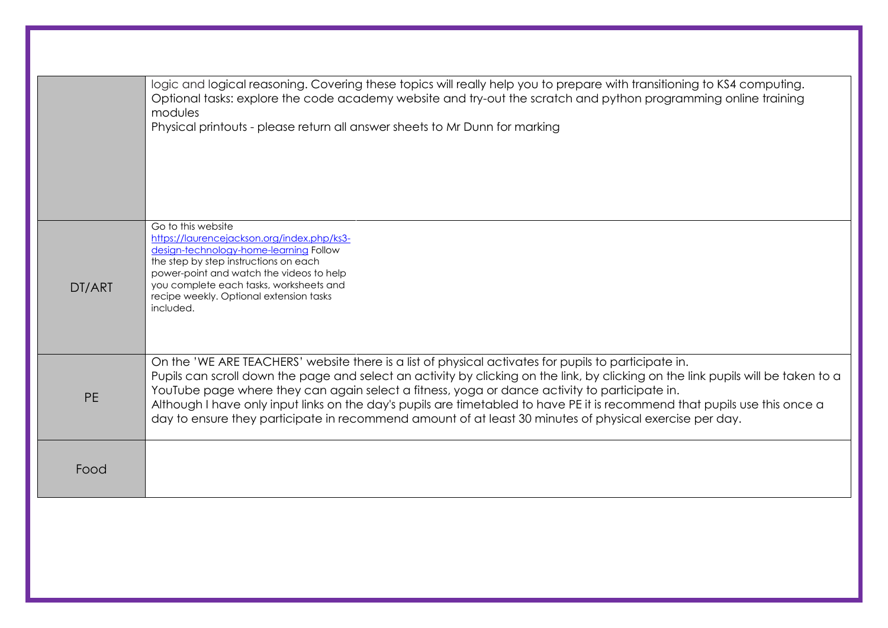| | |
|---|---|
| | logic and logical reasoning. Covering these topics will really help you to prepare with transitioning to KS4 computing.<br>Optional tasks: explore the code academy website and try-out the scratch and python programming online training modules<br>Physical printouts - please return all answer sheets to Mr Dunn for marking |
| DT/ART | Go to this website [https://laurencejackson.org/index.php/ks3-design-technology-home-learning](https://laurencejackson.org/index.php/ks3-design-technology-home-learning) Follow the step by step instructions on each power-point and watch the videos to help you complete each tasks, worksheets and recipe weekly. Optional extension tasks included. |
| PE | On the 'WE ARE TEACHERS' website there is a list of physical activates for pupils to participate in.<br>Pupils can scroll down the page and select an activity by clicking on the link, by clicking on the link pupils will be taken to a YouTube page where they can again select a fitness, yoga or dance activity to participate in.<br>Although I have only input links on the day's pupils are timetabled to have PE it is recommend that pupils use this once a day to ensure they participate in recommend amount of at least 30 minutes of physical exercise per day. |
| Food | |